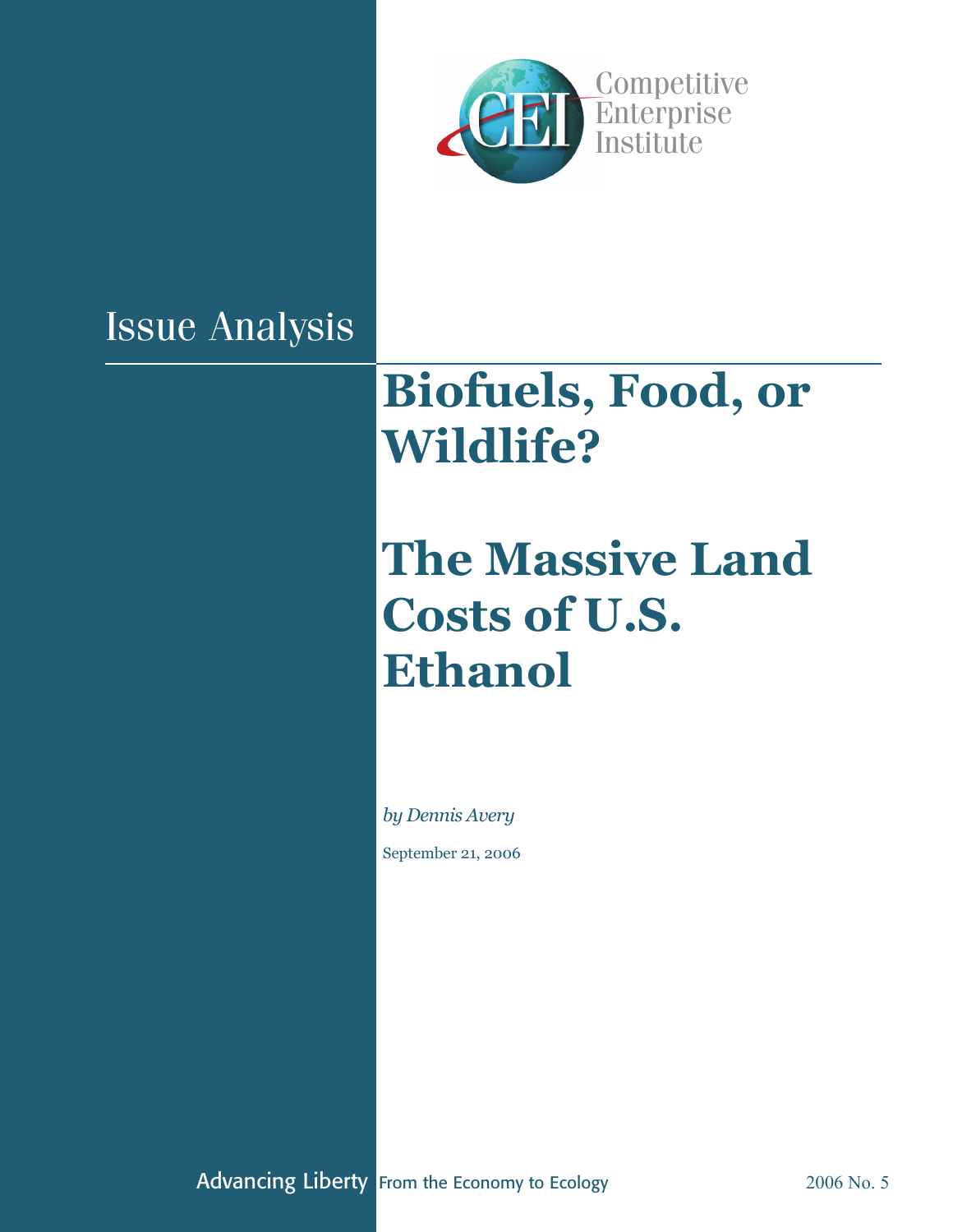Competitive Enterprise Institute

Issue Analysis

# Biofuels, Food, or Wildlife?

# The Massive Land Costs of U.S. Ethanol

*by Dennis Avery*

September 21, 2006

Advancing Liberty From the Economy to Ecology

2006 No. 5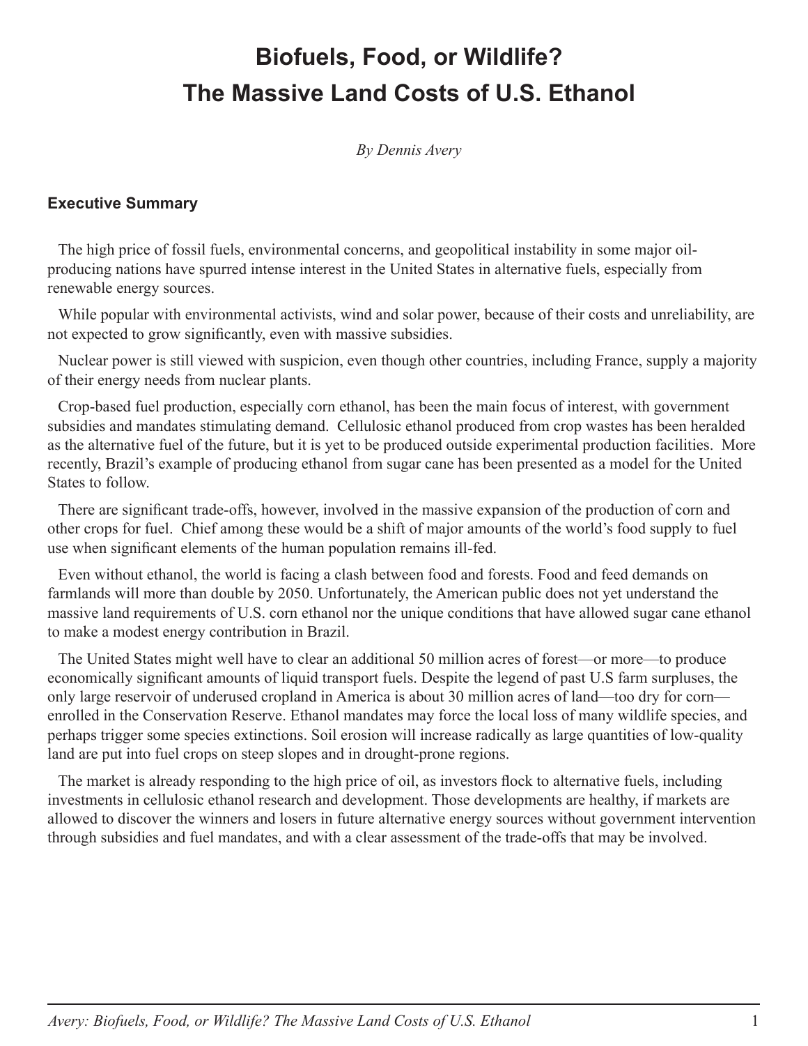# Biofuels, Food, or Wildlife? The Massive Land Costs of U.S. Ethanol

*By Dennis Avery*

## Executive Summary

The high price of fossil fuels, environmental concerns, and geopolitical instability in some major oil-producing nations have spurred intense interest in the United States in alternative fuels, especially from renewable energy sources.

While popular with environmental activists, wind and solar power, because of their costs and unreliability, are not expected to grow significantly, even with massive subsidies.

Nuclear power is still viewed with suspicion, even though other countries, including France, supply a majority of their energy needs from nuclear plants.

Crop-based fuel production, especially corn ethanol, has been the main focus of interest, with government subsidies and mandates stimulating demand. Cellulosic ethanol produced from crop wastes has been heralded as the alternative fuel of the future, but it is yet to be produced outside experimental production facilities. More recently, Brazil's example of producing ethanol from sugar cane has been presented as a model for the United States to follow.

There are significant trade-offs, however, involved in the massive expansion of the production of corn and other crops for fuel. Chief among these would be a shift of major amounts of the world's food supply to fuel use when significant elements of the human population remains ill-fed.

Even without ethanol, the world is facing a clash between food and forests. Food and feed demands on farmlands will more than double by 2050. Unfortunately, the American public does not yet understand the massive land requirements of U.S. corn ethanol nor the unique conditions that have allowed sugar cane ethanol to make a modest energy contribution in Brazil.

The United States might well have to clear an additional 50 million acres of forest—or more—to produce economically significant amounts of liquid transport fuels. Despite the legend of past U.S farm surpluses, the only large reservoir of underused cropland in America is about 30 million acres of land—too dry for corn—enrolled in the Conservation Reserve. Ethanol mandates may force the local loss of many wildlife species, and perhaps trigger some species extinctions. Soil erosion will increase radically as large quantities of low-quality land are put into fuel crops on steep slopes and in drought-prone regions.

The market is already responding to the high price of oil, as investors flock to alternative fuels, including investments in cellulosic ethanol research and development. Those developments are healthy, if markets are allowed to discover the winners and losers in future alternative energy sources without government intervention through subsidies and fuel mandates, and with a clear assessment of the trade-offs that may be involved.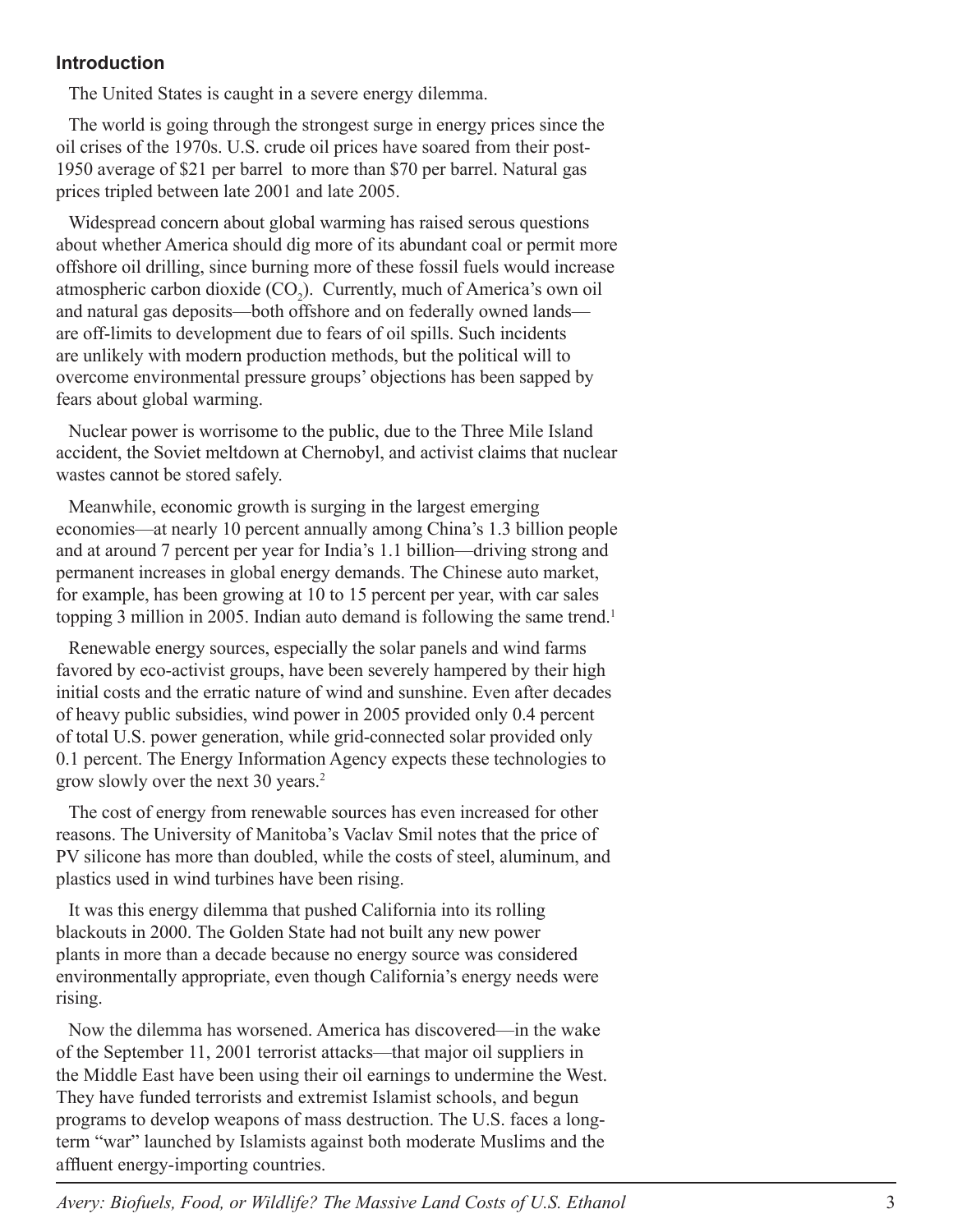## Introduction

The United States is caught in a severe energy dilemma.

The world is going through the strongest surge in energy prices since the oil crises of the 1970s. U.S. crude oil prices have soared from their post-1950 average of $21 per barrel to more than $70 per barrel. Natural gas prices tripled between late 2001 and late 2005.

Widespread concern about global warming has raised serous questions about whether America should dig more of its abundant coal or permit more offshore oil drilling, since burning more of these fossil fuels would increase atmospheric carbon dioxide ($CO_2$). Currently, much of America's own oil and natural gas deposits—both offshore and on federally owned lands—are off-limits to development due to fears of oil spills. Such incidents are unlikely with modern production methods, but the political will to overcome environmental pressure groups' objections has been sapped by fears about global warming.

Nuclear power is worrisome to the public, due to the Three Mile Island accident, the Soviet meltdown at Chernobyl, and activist claims that nuclear wastes cannot be stored safely.

Meanwhile, economic growth is surging in the largest emerging economies—at nearly 10 percent annually among China's 1.3 billion people and at around 7 percent per year for India's 1.1 billion—driving strong and permanent increases in global energy demands. The Chinese auto market, for example, has been growing at 10 to 15 percent per year, with car sales topping 3 million in 2005. Indian auto demand is following the same trend.[1]

Renewable energy sources, especially the solar panels and wind farms favored by eco-activist groups, have been severely hampered by their high initial costs and the erratic nature of wind and sunshine. Even after decades of heavy public subsidies, wind power in 2005 provided only 0.4 percent of total U.S. power generation, while grid-connected solar provided only 0.1 percent. The Energy Information Agency expects these technologies to grow slowly over the next 30 years.[2]

The cost of energy from renewable sources has even increased for other reasons. The University of Manitoba's Vaclav Smil notes that the price of PV silicone has more than doubled, while the costs of steel, aluminum, and plastics used in wind turbines have been rising.

It was this energy dilemma that pushed California into its rolling blackouts in 2000. The Golden State had not built any new power plants in more than a decade because no energy source was considered environmentally appropriate, even though California's energy needs were rising.

Now the dilemma has worsened. America has discovered—in the wake of the September 11, 2001 terrorist attacks—that major oil suppliers in the Middle East have been using their oil earnings to undermine the West. They have funded terrorists and extremist Islamist schools, and begun programs to develop weapons of mass destruction. The U.S. faces a long-term "war" launched by Islamists against both moderate Muslims and the affluent energy-importing countries.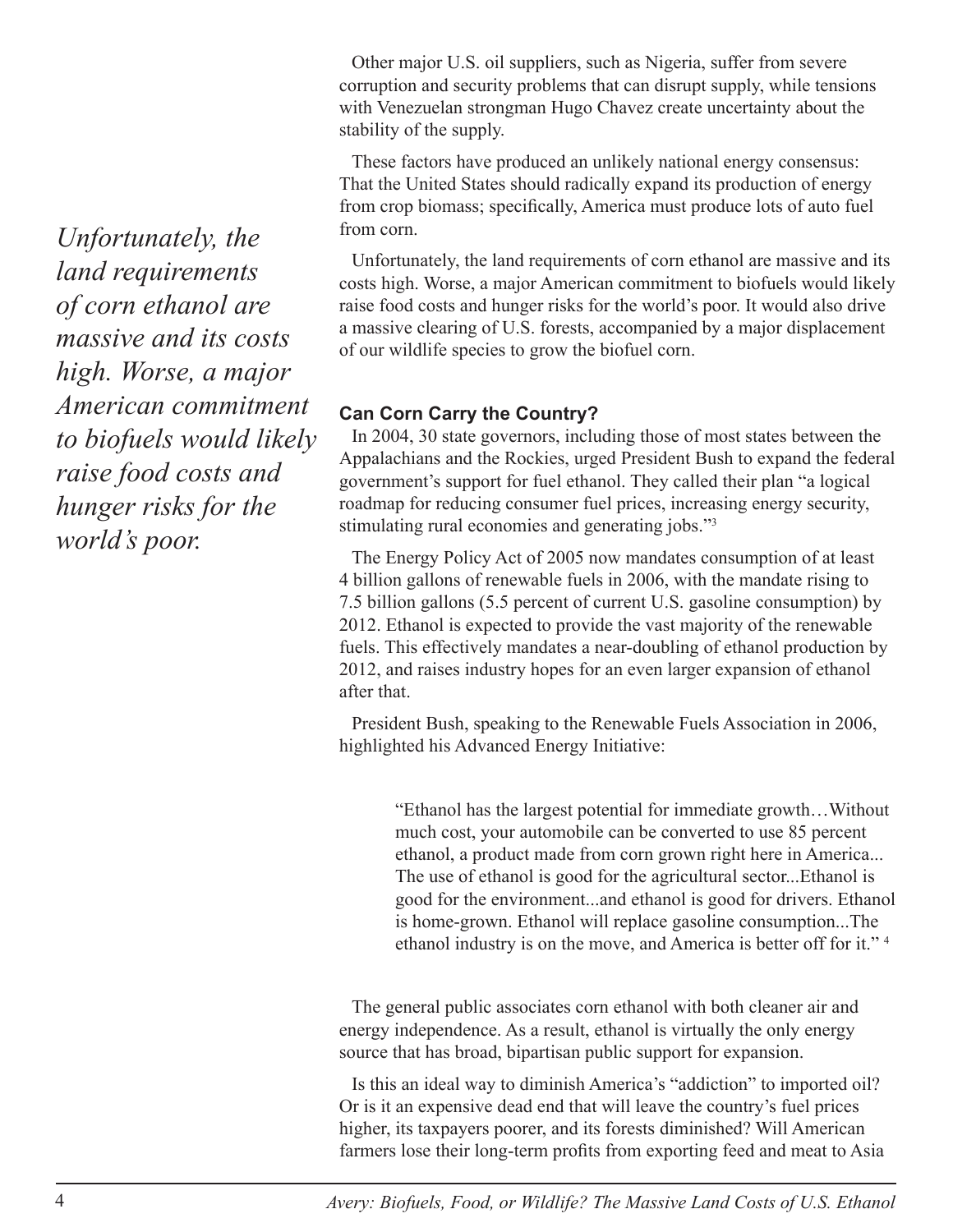Other major U.S. oil suppliers, such as Nigeria, suffer from severe corruption and security problems that can disrupt supply, while tensions with Venezuelan strongman Hugo Chavez create uncertainty about the stability of the supply.

These factors have produced an unlikely national energy consensus: That the United States should radically expand its production of energy from crop biomass; specifically, America must produce lots of auto fuel from corn.

*Unfortunately, the land requirements of corn ethanol are massive and its costs high. Worse, a major American commitment to biofuels would likely raise food costs and hunger risks for the world's poor.*

Unfortunately, the land requirements of corn ethanol are massive and its costs high. Worse, a major American commitment to biofuels would likely raise food costs and hunger risks for the world's poor. It would also drive a massive clearing of U.S. forests, accompanied by a major displacement of our wildlife species to grow the biofuel corn.

### Can Corn Carry the Country?

In 2004, 30 state governors, including those of most states between the Appalachians and the Rockies, urged President Bush to expand the federal government's support for fuel ethanol. They called their plan "a logical roadmap for reducing consumer fuel prices, increasing energy security, stimulating rural economies and generating jobs."[3]

The Energy Policy Act of 2005 now mandates consumption of at least 4 billion gallons of renewable fuels in 2006, with the mandate rising to 7.5 billion gallons (5.5 percent of current U.S. gasoline consumption) by 2012. Ethanol is expected to provide the vast majority of the renewable fuels. This effectively mandates a near-doubling of ethanol production by 2012, and raises industry hopes for an even larger expansion of ethanol after that.

President Bush, speaking to the Renewable Fuels Association in 2006, highlighted his Advanced Energy Initiative:

> "Ethanol has the largest potential for immediate growth…Without much cost, your automobile can be converted to use 85 percent ethanol, a product made from corn grown right here in America... The use of ethanol is good for the agricultural sector...Ethanol is good for the environment...and ethanol is good for drivers. Ethanol is home-grown. Ethanol will replace gasoline consumption...The ethanol industry is on the move, and America is better off for it." [4]

The general public associates corn ethanol with both cleaner air and energy independence. As a result, ethanol is virtually the only energy source that has broad, bipartisan public support for expansion.

Is this an ideal way to diminish America's "addiction" to imported oil? Or is it an expensive dead end that will leave the country's fuel prices higher, its taxpayers poorer, and its forests diminished? Will American farmers lose their long-term profits from exporting feed and meat to Asia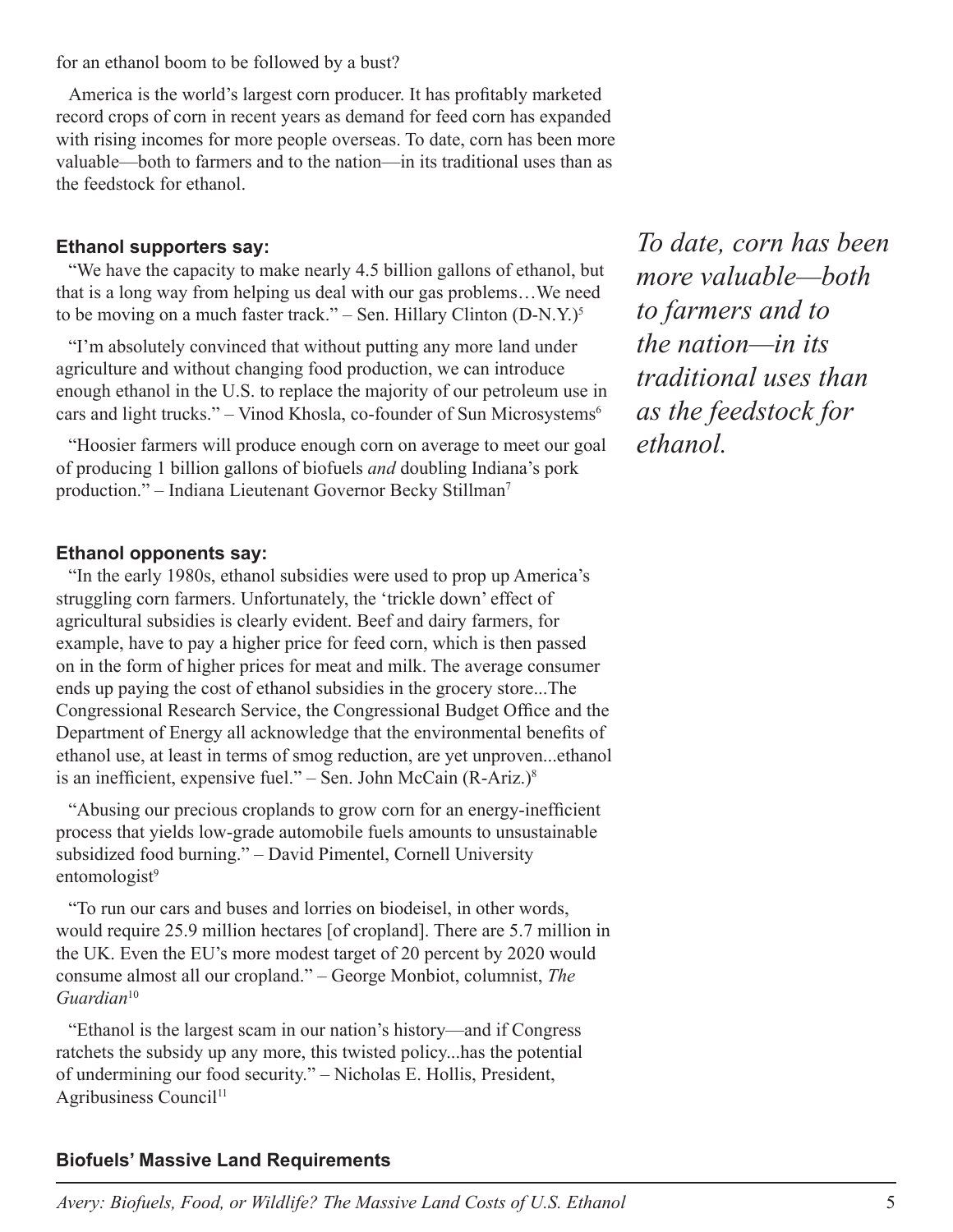for an ethanol boom to be followed by a bust?

America is the world's largest corn producer. It has profitably marketed record crops of corn in recent years as demand for feed corn has expanded with rising incomes for more people overseas. To date, corn has been more valuable—both to farmers and to the nation—in its traditional uses than as the feedstock for ethanol.

*To date, corn has been more valuable—both to farmers and to the nation—in its traditional uses than as the feedstock for ethanol.*

### Ethanol supporters say:

"We have the capacity to make nearly 4.5 billion gallons of ethanol, but that is a long way from helping us deal with our gas problems…We need to be moving on a much faster track." – Sen. Hillary Clinton (D-N.Y.)[5]

"I'm absolutely convinced that without putting any more land under agriculture and without changing food production, we can introduce enough ethanol in the U.S. to replace the majority of our petroleum use in cars and light trucks." – Vinod Khosla, co-founder of Sun Microsystems[6]

"Hoosier farmers will produce enough corn on average to meet our goal of producing 1 billion gallons of biofuels *and* doubling Indiana's pork production." – Indiana Lieutenant Governor Becky Stillman[7]

### Ethanol opponents say:

"In the early 1980s, ethanol subsidies were used to prop up America's struggling corn farmers. Unfortunately, the 'trickle down' effect of agricultural subsidies is clearly evident. Beef and dairy farmers, for example, have to pay a higher price for feed corn, which is then passed on in the form of higher prices for meat and milk. The average consumer ends up paying the cost of ethanol subsidies in the grocery store...The Congressional Research Service, the Congressional Budget Office and the Department of Energy all acknowledge that the environmental benefits of ethanol use, at least in terms of smog reduction, are yet unproven...ethanol is an inefficient, expensive fuel." – Sen. John McCain (R-Ariz.)[8]

"Abusing our precious croplands to grow corn for an energy-inefficient process that yields low-grade automobile fuels amounts to unsustainable subsidized food burning." – David Pimentel, Cornell University entomologist[9]

"To run our cars and buses and lorries on biodeisel, in other words, would require 25.9 million hectares [of cropland]. There are 5.7 million in the UK. Even the EU's more modest target of 20 percent by 2020 would consume almost all our cropland." – George Monbiot, columnist, *The Guardian*[10]

"Ethanol is the largest scam in our nation's history—and if Congress ratchets the subsidy up any more, this twisted policy...has the potential of undermining our food security." – Nicholas E. Hollis, President, Agribusiness Council[11]

### Biofuels' Massive Land Requirements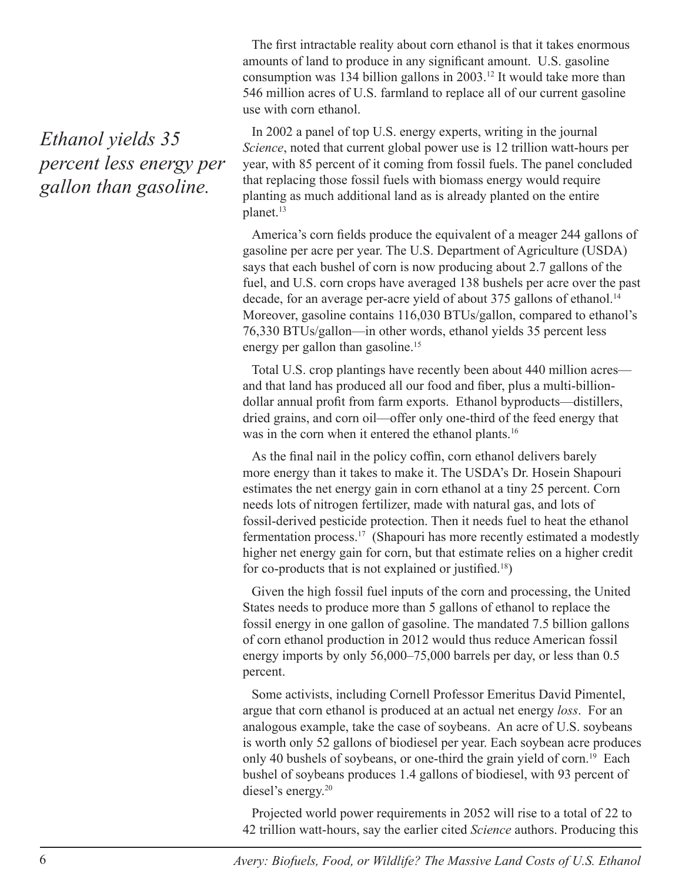The first intractable reality about corn ethanol is that it takes enormous amounts of land to produce in any significant amount. U.S. gasoline consumption was 134 billion gallons in 2003.[12] It would take more than 546 million acres of U.S. farmland to replace all of our current gasoline use with corn ethanol.

*Ethanol yields 35 percent less energy per gallon than gasoline.*

In 2002 a panel of top U.S. energy experts, writing in the journal *Science*, noted that current global power use is 12 trillion watt-hours per year, with 85 percent of it coming from fossil fuels. The panel concluded that replacing those fossil fuels with biomass energy would require planting as much additional land as is already planted on the entire planet.[13]

America's corn fields produce the equivalent of a meager 244 gallons of gasoline per acre per year. The U.S. Department of Agriculture (USDA) says that each bushel of corn is now producing about 2.7 gallons of the fuel, and U.S. corn crops have averaged 138 bushels per acre over the past decade, for an average per-acre yield of about 375 gallons of ethanol.[14] Moreover, gasoline contains 116,030 BTUs/gallon, compared to ethanol's 76,330 BTUs/gallon—in other words, ethanol yields 35 percent less energy per gallon than gasoline.[15]

Total U.S. crop plantings have recently been about 440 million acres—and that land has produced all our food and fiber, plus a multi-billion-dollar annual profit from farm exports. Ethanol byproducts—distillers, dried grains, and corn oil—offer only one-third of the feed energy that was in the corn when it entered the ethanol plants.[16]

As the final nail in the policy coffin, corn ethanol delivers barely more energy than it takes to make it. The USDA's Dr. Hosein Shapouri estimates the net energy gain in corn ethanol at a tiny 25 percent. Corn needs lots of nitrogen fertilizer, made with natural gas, and lots of fossil-derived pesticide protection. Then it needs fuel to heat the ethanol fermentation process.[17] (Shapouri has more recently estimated a modestly higher net energy gain for corn, but that estimate relies on a higher credit for co-products that is not explained or justified.[18])

Given the high fossil fuel inputs of the corn and processing, the United States needs to produce more than 5 gallons of ethanol to replace the fossil energy in one gallon of gasoline. The mandated 7.5 billion gallons of corn ethanol production in 2012 would thus reduce American fossil energy imports by only 56,000–75,000 barrels per day, or less than 0.5 percent.

Some activists, including Cornell Professor Emeritus David Pimentel, argue that corn ethanol is produced at an actual net energy *loss*. For an analogous example, take the case of soybeans. An acre of U.S. soybeans is worth only 52 gallons of biodiesel per year. Each soybean acre produces only 40 bushels of soybeans, or one-third the grain yield of corn.[19] Each bushel of soybeans produces 1.4 gallons of biodiesel, with 93 percent of diesel's energy.[20]

Projected world power requirements in 2052 will rise to a total of 22 to 42 trillion watt-hours, say the earlier cited *Science* authors. Producing this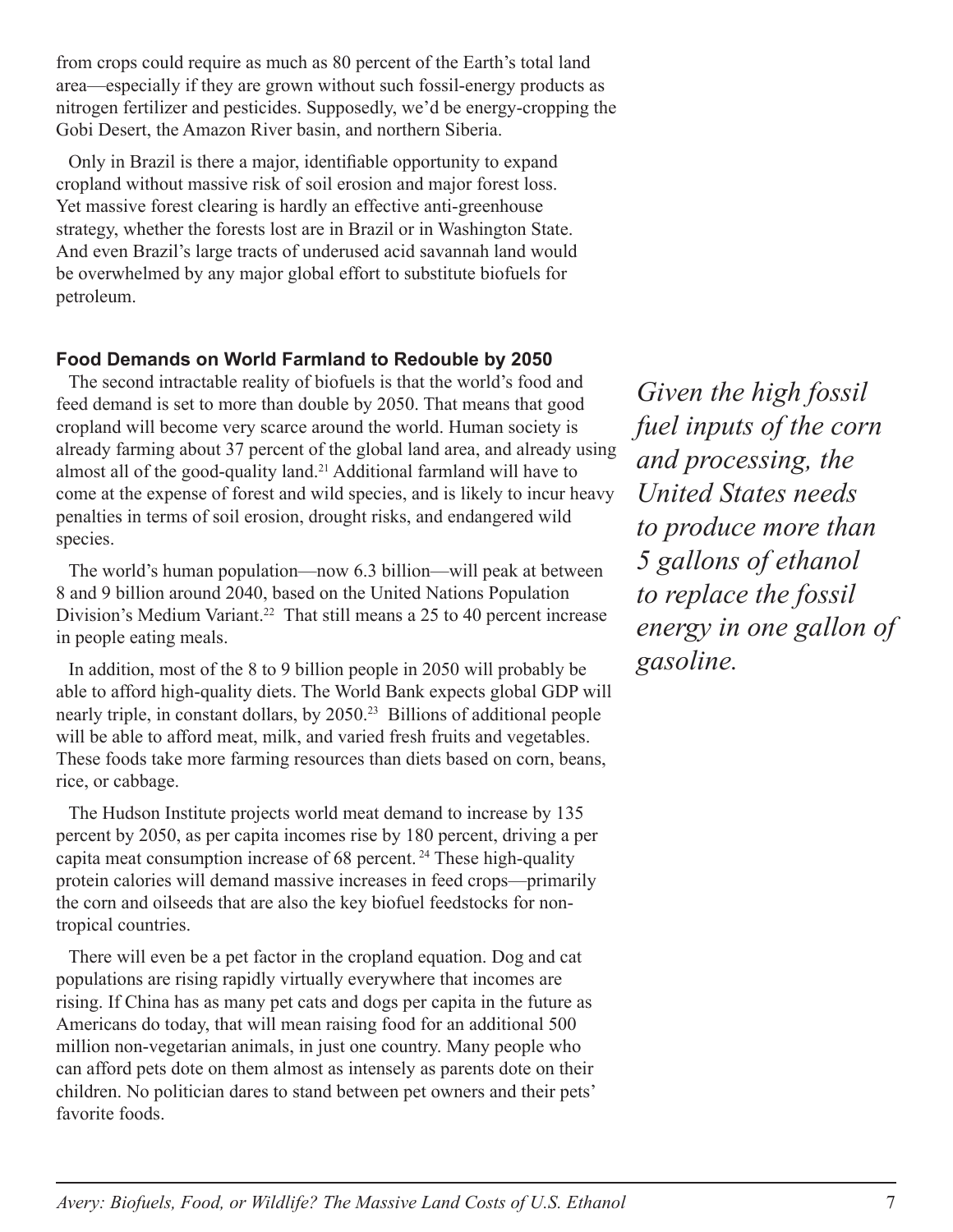from crops could require as much as 80 percent of the Earth's total land area—especially if they are grown without such fossil-energy products as nitrogen fertilizer and pesticides. Supposedly, we'd be energy-cropping the Gobi Desert, the Amazon River basin, and northern Siberia.

Only in Brazil is there a major, identifiable opportunity to expand cropland without massive risk of soil erosion and major forest loss. Yet massive forest clearing is hardly an effective anti-greenhouse strategy, whether the forests lost are in Brazil or in Washington State. And even Brazil's large tracts of underused acid savannah land would be overwhelmed by any major global effort to substitute biofuels for petroleum.

### Food Demands on World Farmland to Redouble by 2050

The second intractable reality of biofuels is that the world's food and feed demand is set to more than double by 2050. That means that good cropland will become very scarce around the world. Human society is already farming about 37 percent of the global land area, and already using almost all of the good-quality land.[21] Additional farmland will have to come at the expense of forest and wild species, and is likely to incur heavy penalties in terms of soil erosion, drought risks, and endangered wild species.

*Given the high fossil fuel inputs of the corn and processing, the United States needs to produce more than 5 gallons of ethanol to replace the fossil energy in one gallon of gasoline.*

The world's human population—now 6.3 billion—will peak at between 8 and 9 billion around 2040, based on the United Nations Population Division's Medium Variant.[22] That still means a 25 to 40 percent increase in people eating meals.

In addition, most of the 8 to 9 billion people in 2050 will probably be able to afford high-quality diets. The World Bank expects global GDP will nearly triple, in constant dollars, by 2050.[23] Billions of additional people will be able to afford meat, milk, and varied fresh fruits and vegetables. These foods take more farming resources than diets based on corn, beans, rice, or cabbage.

The Hudson Institute projects world meat demand to increase by 135 percent by 2050, as per capita incomes rise by 180 percent, driving a per capita meat consumption increase of 68 percent.[24] These high-quality protein calories will demand massive increases in feed crops—primarily the corn and oilseeds that are also the key biofuel feedstocks for non-tropical countries.

There will even be a pet factor in the cropland equation. Dog and cat populations are rising rapidly virtually everywhere that incomes are rising. If China has as many pet cats and dogs per capita in the future as Americans do today, that will mean raising food for an additional 500 million non-vegetarian animals, in just one country. Many people who can afford pets dote on them almost as intensely as parents dote on their children. No politician dares to stand between pet owners and their pets' favorite foods.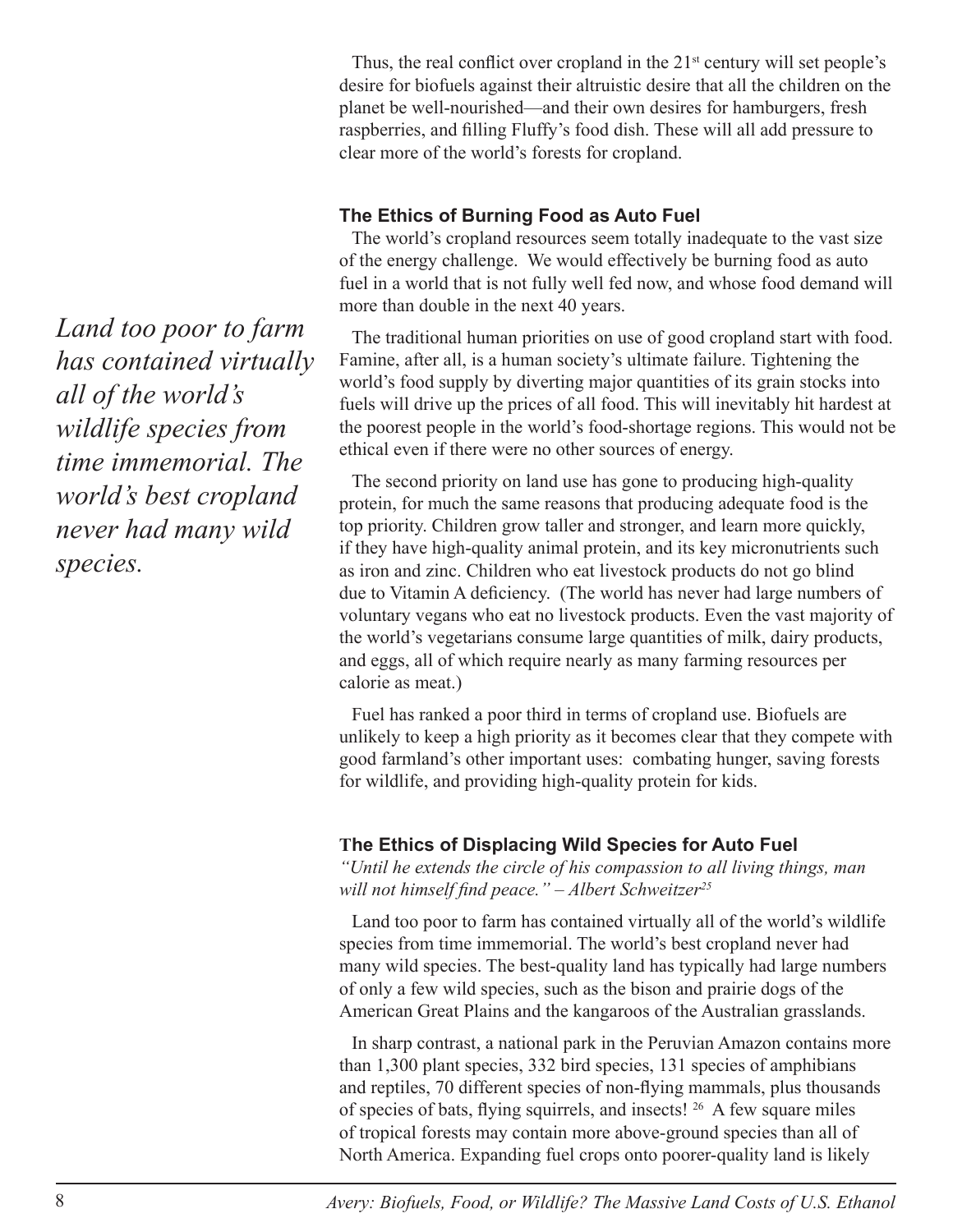Thus, the real conflict over cropland in the 21st century will set people's desire for biofuels against their altruistic desire that all the children on the planet be well-nourished—and their own desires for hamburgers, fresh raspberries, and filling Fluffy's food dish. These will all add pressure to clear more of the world's forests for cropland.

### The Ethics of Burning Food as Auto Fuel

The world's cropland resources seem totally inadequate to the vast size of the energy challenge. We would effectively be burning food as auto fuel in a world that is not fully well fed now, and whose food demand will more than double in the next 40 years.

*Land too poor to farm has contained virtually all of the world's wildlife species from time immemorial. The world's best cropland never had many wild species.*

The traditional human priorities on use of good cropland start with food. Famine, after all, is a human society's ultimate failure. Tightening the world's food supply by diverting major quantities of its grain stocks into fuels will drive up the prices of all food. This will inevitably hit hardest at the poorest people in the world's food-shortage regions. This would not be ethical even if there were no other sources of energy.

The second priority on land use has gone to producing high-quality protein, for much the same reasons that producing adequate food is the top priority. Children grow taller and stronger, and learn more quickly, if they have high-quality animal protein, and its key micronutrients such as iron and zinc. Children who eat livestock products do not go blind due to Vitamin A deficiency. (The world has never had large numbers of voluntary vegans who eat no livestock products. Even the vast majority of the world's vegetarians consume large quantities of milk, dairy products, and eggs, all of which require nearly as many farming resources per calorie as meat.)

Fuel has ranked a poor third in terms of cropland use. Biofuels are unlikely to keep a high priority as it becomes clear that they compete with good farmland's other important uses: combating hunger, saving forests for wildlife, and providing high-quality protein for kids.

### The Ethics of Displacing Wild Species for Auto Fuel

*"Until he extends the circle of his compassion to all living things, man will not himself find peace." – Albert Schweitzer*[25]

Land too poor to farm has contained virtually all of the world's wildlife species from time immemorial. The world's best cropland never had many wild species. The best-quality land has typically had large numbers of only a few wild species, such as the bison and prairie dogs of the American Great Plains and the kangaroos of the Australian grasslands.

In sharp contrast, a national park in the Peruvian Amazon contains more than 1,300 plant species, 332 bird species, 131 species of amphibians and reptiles, 70 different species of non-flying mammals, plus thousands of species of bats, flying squirrels, and insects![26] A few square miles of tropical forests may contain more above-ground species than all of North America. Expanding fuel crops onto poorer-quality land is likely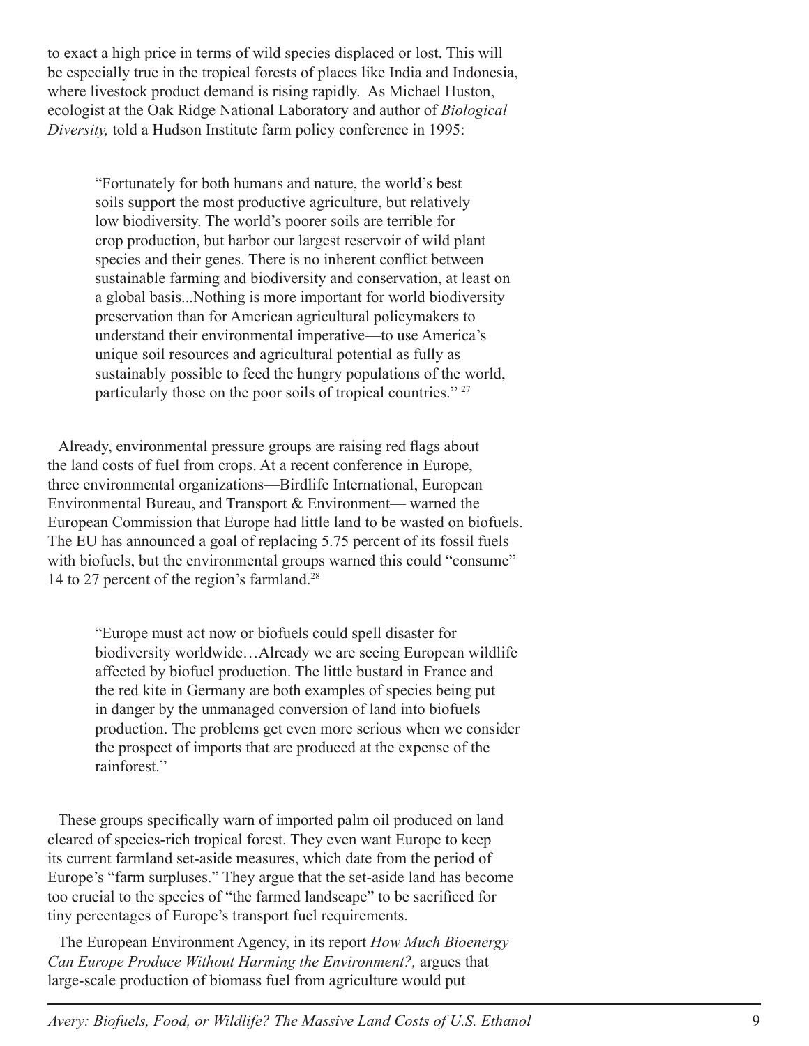to exact a high price in terms of wild species displaced or lost. This will be especially true in the tropical forests of places like India and Indonesia, where livestock product demand is rising rapidly. As Michael Huston, ecologist at the Oak Ridge National Laboratory and author of *Biological Diversity,* told a Hudson Institute farm policy conference in 1995:

> "Fortunately for both humans and nature, the world's best soils support the most productive agriculture, but relatively low biodiversity. The world's poorer soils are terrible for crop production, but harbor our largest reservoir of wild plant species and their genes. There is no inherent conflict between sustainable farming and biodiversity and conservation, at least on a global basis...Nothing is more important for world biodiversity preservation than for American agricultural policymakers to understand their environmental imperative—to use America's unique soil resources and agricultural potential as fully as sustainably possible to feed the hungry populations of the world, particularly those on the poor soils of tropical countries." [27]

Already, environmental pressure groups are raising red flags about the land costs of fuel from crops. At a recent conference in Europe, three environmental organizations—Birdlife International, European Environmental Bureau, and Transport & Environment— warned the European Commission that Europe had little land to be wasted on biofuels. The EU has announced a goal of replacing 5.75 percent of its fossil fuels with biofuels, but the environmental groups warned this could "consume" 14 to 27 percent of the region's farmland.[28]

> "Europe must act now or biofuels could spell disaster for biodiversity worldwide…Already we are seeing European wildlife affected by biofuel production. The little bustard in France and the red kite in Germany are both examples of species being put in danger by the unmanaged conversion of land into biofuels production. The problems get even more serious when we consider the prospect of imports that are produced at the expense of the rainforest."

These groups specifically warn of imported palm oil produced on land cleared of species-rich tropical forest. They even want Europe to keep its current farmland set-aside measures, which date from the period of Europe's "farm surpluses." They argue that the set-aside land has become too crucial to the species of "the farmed landscape" to be sacrificed for tiny percentages of Europe's transport fuel requirements.

The European Environment Agency, in its report *How Much Bioenergy Can Europe Produce Without Harming the Environment?,* argues that large-scale production of biomass fuel from agriculture would put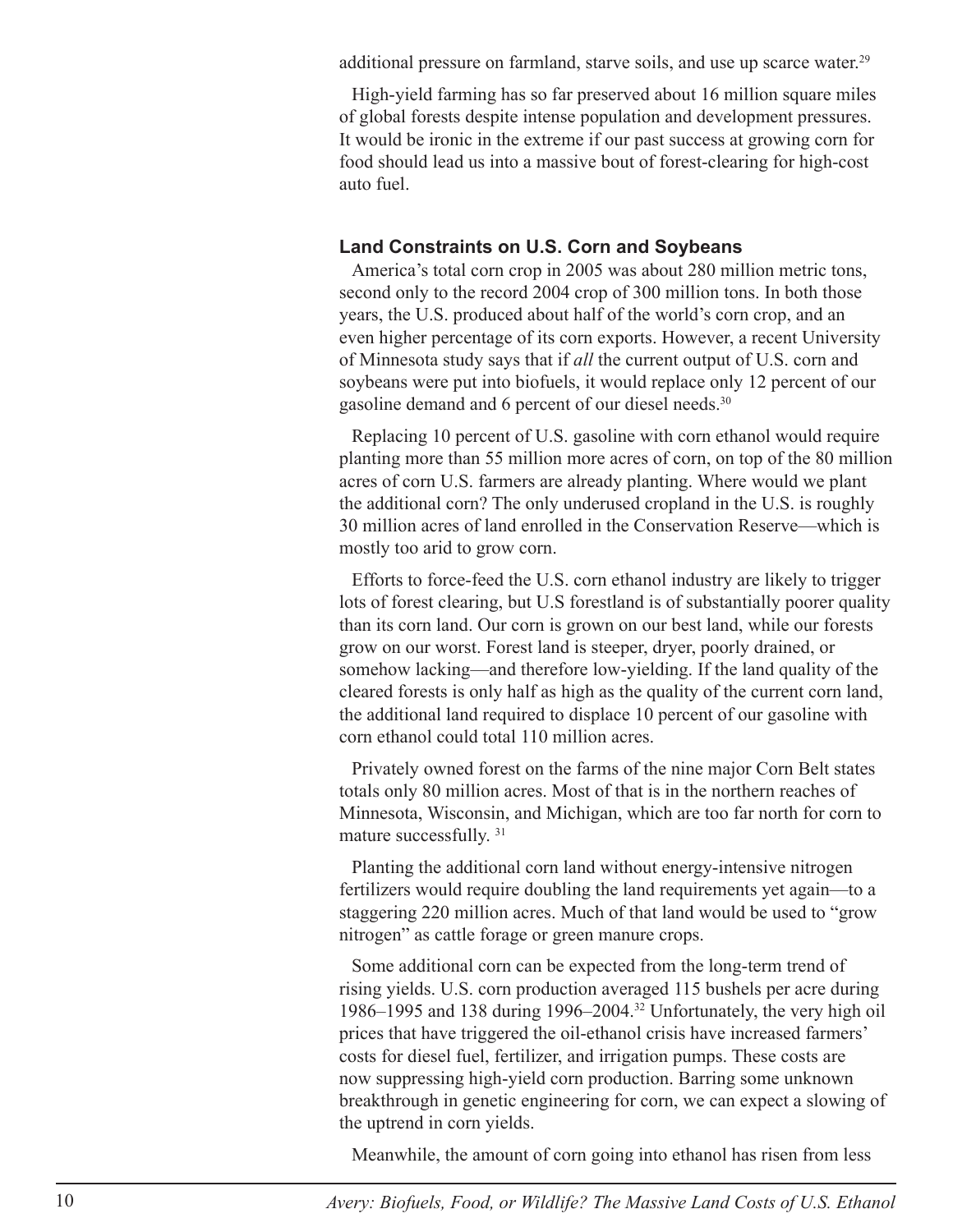additional pressure on farmland, starve soils, and use up scarce water.[29]

High-yield farming has so far preserved about 16 million square miles of global forests despite intense population and development pressures. It would be ironic in the extreme if our past success at growing corn for food should lead us into a massive bout of forest-clearing for high-cost auto fuel.

### Land Constraints on U.S. Corn and Soybeans

America's total corn crop in 2005 was about 280 million metric tons, second only to the record 2004 crop of 300 million tons. In both those years, the U.S. produced about half of the world's corn crop, and an even higher percentage of its corn exports. However, a recent University of Minnesota study says that if *all* the current output of U.S. corn and soybeans were put into biofuels, it would replace only 12 percent of our gasoline demand and 6 percent of our diesel needs.[30]

Replacing 10 percent of U.S. gasoline with corn ethanol would require planting more than 55 million more acres of corn, on top of the 80 million acres of corn U.S. farmers are already planting. Where would we plant the additional corn? The only underused cropland in the U.S. is roughly 30 million acres of land enrolled in the Conservation Reserve—which is mostly too arid to grow corn.

Efforts to force-feed the U.S. corn ethanol industry are likely to trigger lots of forest clearing, but U.S forestland is of substantially poorer quality than its corn land. Our corn is grown on our best land, while our forests grow on our worst. Forest land is steeper, dryer, poorly drained, or somehow lacking—and therefore low-yielding. If the land quality of the cleared forests is only half as high as the quality of the current corn land, the additional land required to displace 10 percent of our gasoline with corn ethanol could total 110 million acres.

Privately owned forest on the farms of the nine major Corn Belt states totals only 80 million acres. Most of that is in the northern reaches of Minnesota, Wisconsin, and Michigan, which are too far north for corn to mature successfully. [31]

Planting the additional corn land without energy-intensive nitrogen fertilizers would require doubling the land requirements yet again—to a staggering 220 million acres. Much of that land would be used to "grow nitrogen" as cattle forage or green manure crops.

Some additional corn can be expected from the long-term trend of rising yields. U.S. corn production averaged 115 bushels per acre during 1986–1995 and 138 during 1996–2004.[32] Unfortunately, the very high oil prices that have triggered the oil-ethanol crisis have increased farmers' costs for diesel fuel, fertilizer, and irrigation pumps. These costs are now suppressing high-yield corn production. Barring some unknown breakthrough in genetic engineering for corn, we can expect a slowing of the uptrend in corn yields.

Meanwhile, the amount of corn going into ethanol has risen from less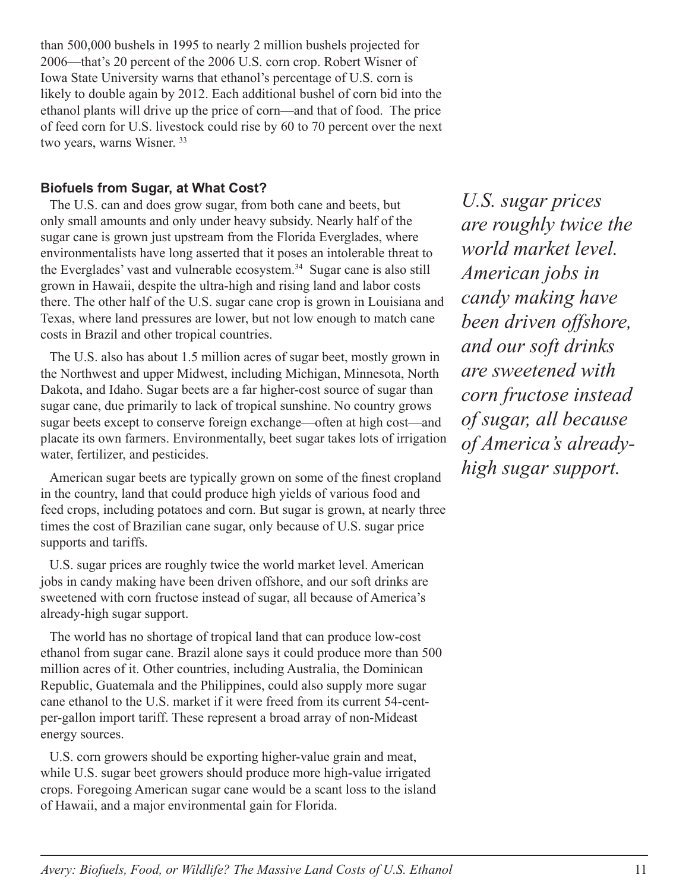than 500,000 bushels in 1995 to nearly 2 million bushels projected for 2006—that's 20 percent of the 2006 U.S. corn crop. Robert Wisner of Iowa State University warns that ethanol's percentage of U.S. corn is likely to double again by 2012. Each additional bushel of corn bid into the ethanol plants will drive up the price of corn—and that of food. The price of feed corn for U.S. livestock could rise by 60 to 70 percent over the next two years, warns Wisner. [33]

### Biofuels from Sugar, at What Cost?

The U.S. can and does grow sugar, from both cane and beets, but only small amounts and only under heavy subsidy. Nearly half of the sugar cane is grown just upstream from the Florida Everglades, where environmentalists have long asserted that it poses an intolerable threat to the Everglades' vast and vulnerable ecosystem.[34] Sugar cane is also still grown in Hawaii, despite the ultra-high and rising land and labor costs there. The other half of the U.S. sugar cane crop is grown in Louisiana and Texas, where land pressures are lower, but not low enough to match cane costs in Brazil and other tropical countries.

The U.S. also has about 1.5 million acres of sugar beet, mostly grown in the Northwest and upper Midwest, including Michigan, Minnesota, North Dakota, and Idaho. Sugar beets are a far higher-cost source of sugar than sugar cane, due primarily to lack of tropical sunshine. No country grows sugar beets except to conserve foreign exchange—often at high cost—and placate its own farmers. Environmentally, beet sugar takes lots of irrigation water, fertilizer, and pesticides.

American sugar beets are typically grown on some of the finest cropland in the country, land that could produce high yields of various food and feed crops, including potatoes and corn. But sugar is grown, at nearly three times the cost of Brazilian cane sugar, only because of U.S. sugar price supports and tariffs.

U.S. sugar prices are roughly twice the world market level. American jobs in candy making have been driven offshore, and our soft drinks are sweetened with corn fructose instead of sugar, all because of America's already-high sugar support.

*U.S. sugar prices are roughly twice the world market level. American jobs in candy making have been driven offshore, and our soft drinks are sweetened with corn fructose instead of sugar, all because of America's already-high sugar support.*

The world has no shortage of tropical land that can produce low-cost ethanol from sugar cane. Brazil alone says it could produce more than 500 million acres of it. Other countries, including Australia, the Dominican Republic, Guatemala and the Philippines, could also supply more sugar cane ethanol to the U.S. market if it were freed from its current 54-cent-per-gallon import tariff. These represent a broad array of non-Mideast energy sources.

U.S. corn growers should be exporting higher-value grain and meat, while U.S. sugar beet growers should produce more high-value irrigated crops. Foregoing American sugar cane would be a scant loss to the island of Hawaii, and a major environmental gain for Florida.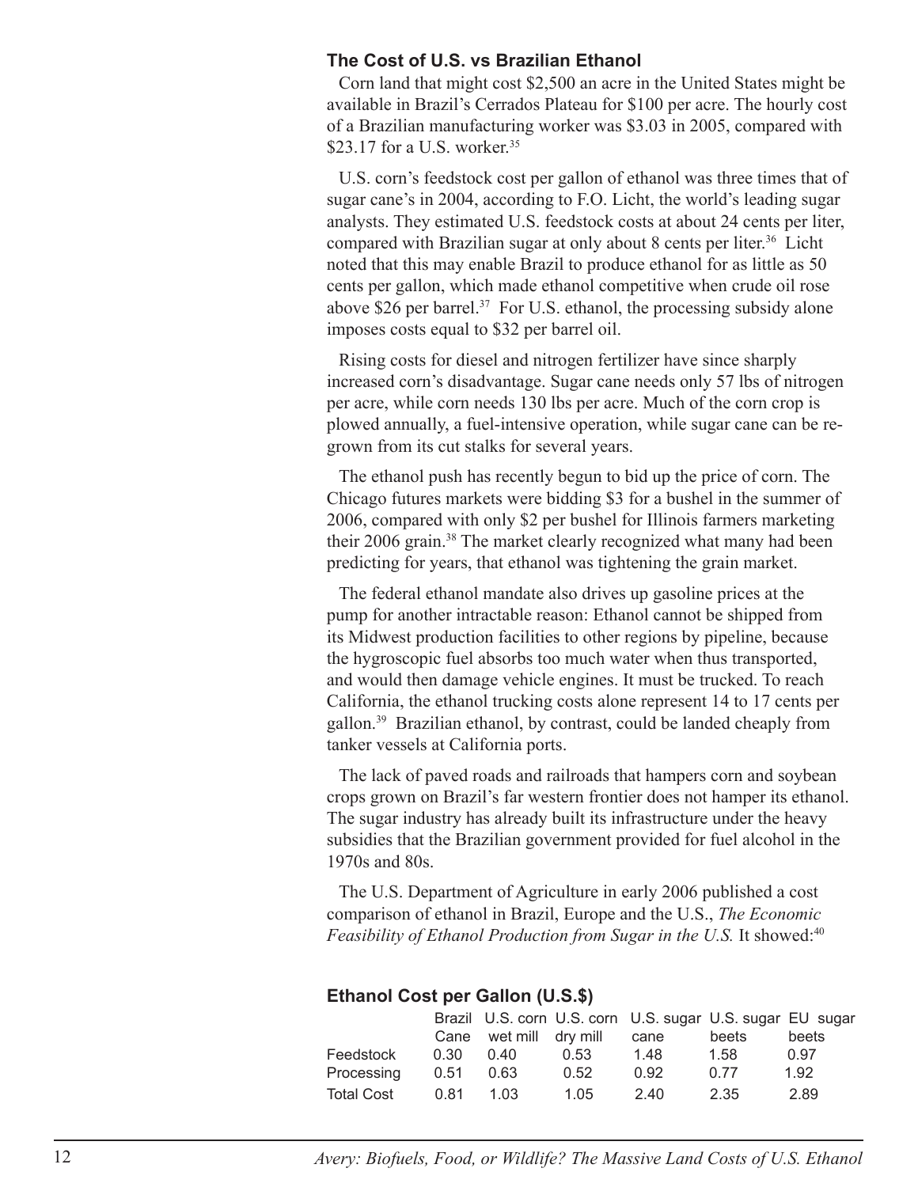### The Cost of U.S. vs Brazilian Ethanol

Corn land that might cost $2,500 an acre in the United States might be available in Brazil's Cerrados Plateau for $100 per acre. The hourly cost of a Brazilian manufacturing worker was $3.03 in 2005, compared with $23.17 for a U.S. worker.[35]

U.S. corn's feedstock cost per gallon of ethanol was three times that of sugar cane's in 2004, according to F.O. Licht, the world's leading sugar analysts. They estimated U.S. feedstock costs at about 24 cents per liter, compared with Brazilian sugar at only about 8 cents per liter.[36] Licht noted that this may enable Brazil to produce ethanol for as little as 50 cents per gallon, which made ethanol competitive when crude oil rose above $26 per barrel.[37] For U.S. ethanol, the processing subsidy alone imposes costs equal to $32 per barrel oil.

Rising costs for diesel and nitrogen fertilizer have since sharply increased corn's disadvantage. Sugar cane needs only 57 lbs of nitrogen per acre, while corn needs 130 lbs per acre. Much of the corn crop is plowed annually, a fuel-intensive operation, while sugar cane can be re-grown from its cut stalks for several years.

The ethanol push has recently begun to bid up the price of corn. The Chicago futures markets were bidding $3 for a bushel in the summer of 2006, compared with only $2 per bushel for Illinois farmers marketing their 2006 grain.[38] The market clearly recognized what many had been predicting for years, that ethanol was tightening the grain market.

The federal ethanol mandate also drives up gasoline prices at the pump for another intractable reason: Ethanol cannot be shipped from its Midwest production facilities to other regions by pipeline, because the hygroscopic fuel absorbs too much water when thus transported, and would then damage vehicle engines. It must be trucked. To reach California, the ethanol trucking costs alone represent 14 to 17 cents per gallon.[39] Brazilian ethanol, by contrast, could be landed cheaply from tanker vessels at California ports.

The lack of paved roads and railroads that hampers corn and soybean crops grown on Brazil's far western frontier does not hamper its ethanol. The sugar industry has already built its infrastructure under the heavy subsidies that the Brazilian government provided for fuel alcohol in the 1970s and 80s.

The U.S. Department of Agriculture in early 2006 published a cost comparison of ethanol in Brazil, Europe and the U.S., *The Economic Feasibility of Ethanol Production from Sugar in the U.S.* It showed:[40]

### Ethanol Cost per Gallon (U.S.$)

| | Brazil Cane | U.S. corn wet mill | U.S. corn dry mill | U.S. sugar cane | U.S. sugar beets | EU sugar beets |
|---|---|---|---|---|---|---|
| Feedstock | 0.30 | 0.40 | 0.53 | 1.48 | 1.58 | 0.97 |
| Processing | 0.51 | 0.63 | 0.52 | 0.92 | 0.77 | 1.92 |
| Total Cost | 0.81 | 1.03 | 1.05 | 2.40 | 2.35 | 2.89 |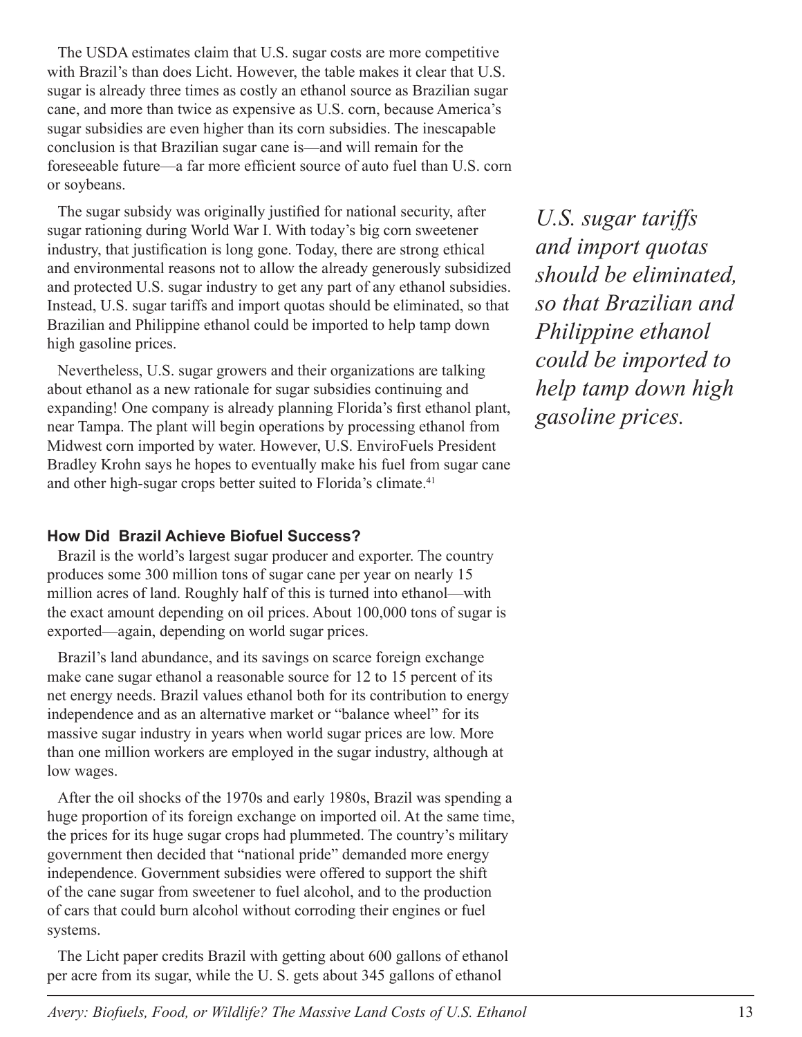The USDA estimates claim that U.S. sugar costs are more competitive with Brazil's than does Licht. However, the table makes it clear that U.S. sugar is already three times as costly an ethanol source as Brazilian sugar cane, and more than twice as expensive as U.S. corn, because America's sugar subsidies are even higher than its corn subsidies. The inescapable conclusion is that Brazilian sugar cane is—and will remain for the foreseeable future—a far more efficient source of auto fuel than U.S. corn or soybeans.

The sugar subsidy was originally justified for national security, after sugar rationing during World War I. With today's big corn sweetener industry, that justification is long gone. Today, there are strong ethical and environmental reasons not to allow the already generously subsidized and protected U.S. sugar industry to get any part of any ethanol subsidies. Instead, U.S. sugar tariffs and import quotas should be eliminated, so that Brazilian and Philippine ethanol could be imported to help tamp down high gasoline prices.

*U.S. sugar tariffs and import quotas should be eliminated, so that Brazilian and Philippine ethanol could be imported to help tamp down high gasoline prices.*

Nevertheless, U.S. sugar growers and their organizations are talking about ethanol as a new rationale for sugar subsidies continuing and expanding! One company is already planning Florida's first ethanol plant, near Tampa. The plant will begin operations by processing ethanol from Midwest corn imported by water. However, U.S. EnviroFuels President Bradley Krohn says he hopes to eventually make his fuel from sugar cane and other high-sugar crops better suited to Florida's climate.[41]

### How Did Brazil Achieve Biofuel Success?

Brazil is the world's largest sugar producer and exporter. The country produces some 300 million tons of sugar cane per year on nearly 15 million acres of land. Roughly half of this is turned into ethanol—with the exact amount depending on oil prices. About 100,000 tons of sugar is exported—again, depending on world sugar prices.

Brazil's land abundance, and its savings on scarce foreign exchange make cane sugar ethanol a reasonable source for 12 to 15 percent of its net energy needs. Brazil values ethanol both for its contribution to energy independence and as an alternative market or "balance wheel" for its massive sugar industry in years when world sugar prices are low. More than one million workers are employed in the sugar industry, although at low wages.

After the oil shocks of the 1970s and early 1980s, Brazil was spending a huge proportion of its foreign exchange on imported oil. At the same time, the prices for its huge sugar crops had plummeted. The country's military government then decided that "national pride" demanded more energy independence. Government subsidies were offered to support the shift of the cane sugar from sweetener to fuel alcohol, and to the production of cars that could burn alcohol without corroding their engines or fuel systems.

The Licht paper credits Brazil with getting about 600 gallons of ethanol per acre from its sugar, while the U. S. gets about 345 gallons of ethanol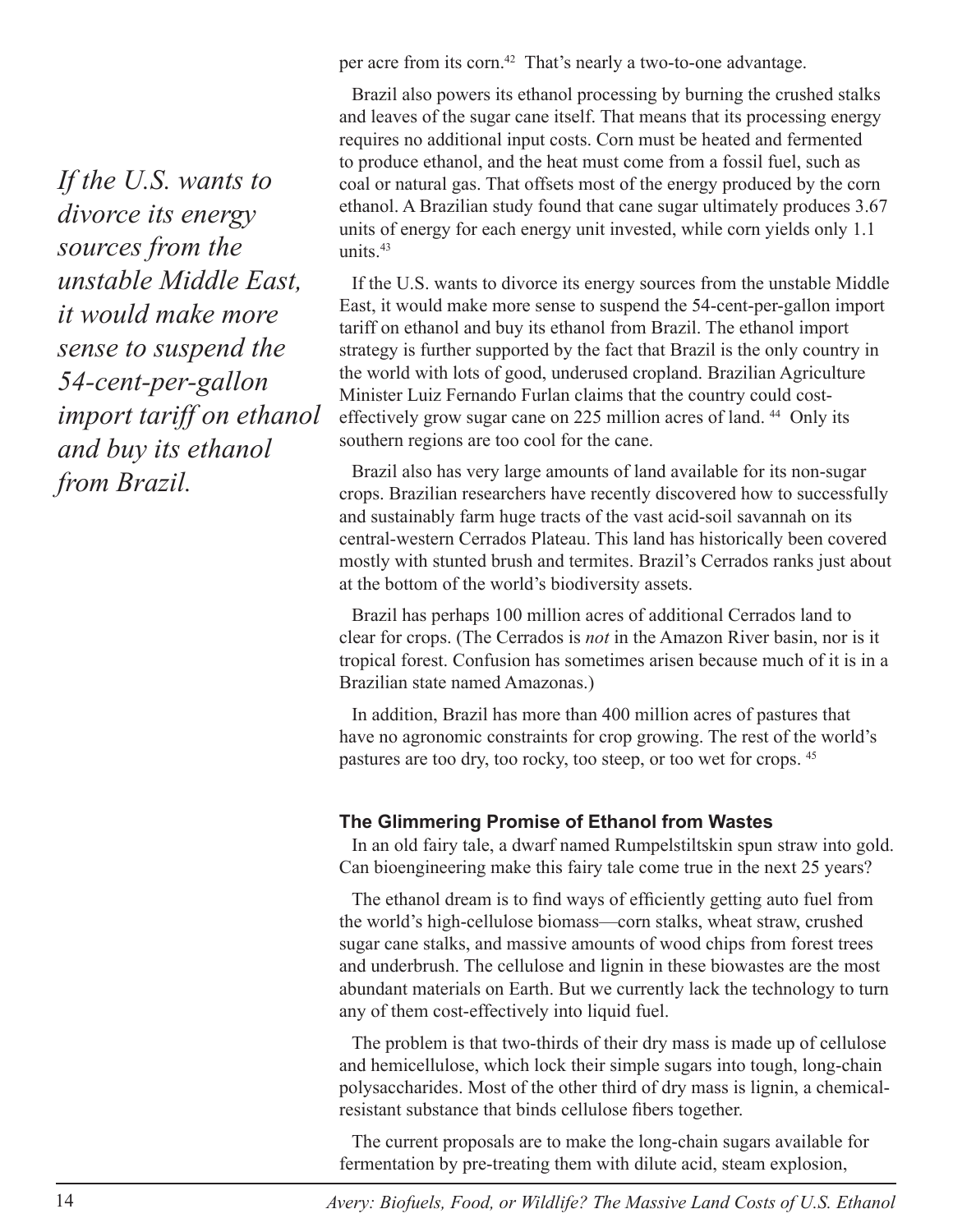per acre from its corn.[42] That's nearly a two-to-one advantage.

Brazil also powers its ethanol processing by burning the crushed stalks and leaves of the sugar cane itself. That means that its processing energy requires no additional input costs. Corn must be heated and fermented to produce ethanol, and the heat must come from a fossil fuel, such as coal or natural gas. That offsets most of the energy produced by the corn ethanol. A Brazilian study found that cane sugar ultimately produces 3.67 units of energy for each energy unit invested, while corn yields only 1.1 units.[43]

*If the U.S. wants to divorce its energy sources from the unstable Middle East, it would make more sense to suspend the 54-cent-per-gallon import tariff on ethanol and buy its ethanol from Brazil.*

If the U.S. wants to divorce its energy sources from the unstable Middle East, it would make more sense to suspend the 54-cent-per-gallon import tariff on ethanol and buy its ethanol from Brazil. The ethanol import strategy is further supported by the fact that Brazil is the only country in the world with lots of good, underused cropland. Brazilian Agriculture Minister Luiz Fernando Furlan claims that the country could cost-effectively grow sugar cane on 225 million acres of land.[44] Only its southern regions are too cool for the cane.

Brazil also has very large amounts of land available for its non-sugar crops. Brazilian researchers have recently discovered how to successfully and sustainably farm huge tracts of the vast acid-soil savannah on its central-western Cerrados Plateau. This land has historically been covered mostly with stunted brush and termites. Brazil's Cerrados ranks just about at the bottom of the world's biodiversity assets.

Brazil has perhaps 100 million acres of additional Cerrados land to clear for crops. (The Cerrados is *not* in the Amazon River basin, nor is it tropical forest. Confusion has sometimes arisen because much of it is in a Brazilian state named Amazonas.)

In addition, Brazil has more than 400 million acres of pastures that have no agronomic constraints for crop growing. The rest of the world's pastures are too dry, too rocky, too steep, or too wet for crops.[45]

### The Glimmering Promise of Ethanol from Wastes

In an old fairy tale, a dwarf named Rumpelstiltskin spun straw into gold. Can bioengineering make this fairy tale come true in the next 25 years?

The ethanol dream is to find ways of efficiently getting auto fuel from the world's high-cellulose biomass—corn stalks, wheat straw, crushed sugar cane stalks, and massive amounts of wood chips from forest trees and underbrush. The cellulose and lignin in these biowastes are the most abundant materials on Earth. But we currently lack the technology to turn any of them cost-effectively into liquid fuel.

The problem is that two-thirds of their dry mass is made up of cellulose and hemicellulose, which lock their simple sugars into tough, long-chain polysaccharides. Most of the other third of dry mass is lignin, a chemical-resistant substance that binds cellulose fibers together.

The current proposals are to make the long-chain sugars available for fermentation by pre-treating them with dilute acid, steam explosion,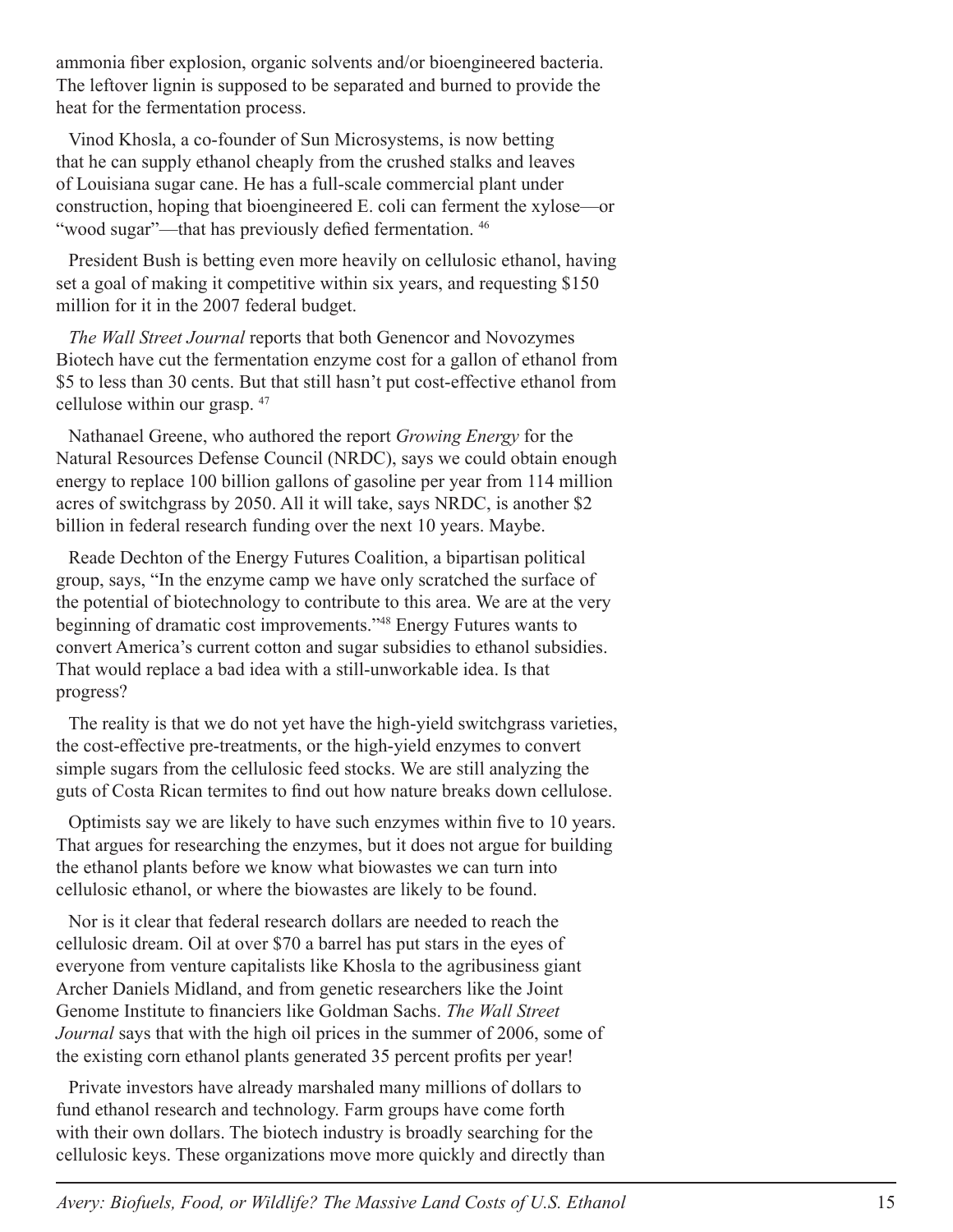ammonia fiber explosion, organic solvents and/or bioengineered bacteria. The leftover lignin is supposed to be separated and burned to provide the heat for the fermentation process.

Vinod Khosla, a co-founder of Sun Microsystems, is now betting that he can supply ethanol cheaply from the crushed stalks and leaves of Louisiana sugar cane. He has a full-scale commercial plant under construction, hoping that bioengineered E. coli can ferment the xylose—or "wood sugar"—that has previously defied fermentation. [46]

President Bush is betting even more heavily on cellulosic ethanol, having set a goal of making it competitive within six years, and requesting $150 million for it in the 2007 federal budget.

*The Wall Street Journal* reports that both Genencor and Novozymes Biotech have cut the fermentation enzyme cost for a gallon of ethanol from $5 to less than 30 cents. But that still hasn't put cost-effective ethanol from cellulose within our grasp. [47]

Nathanael Greene, who authored the report *Growing Energy* for the Natural Resources Defense Council (NRDC), says we could obtain enough energy to replace 100 billion gallons of gasoline per year from 114 million acres of switchgrass by 2050. All it will take, says NRDC, is another $2 billion in federal research funding over the next 10 years. Maybe.

Reade Dechton of the Energy Futures Coalition, a bipartisan political group, says, "In the enzyme camp we have only scratched the surface of the potential of biotechnology to contribute to this area. We are at the very beginning of dramatic cost improvements."[48] Energy Futures wants to convert America's current cotton and sugar subsidies to ethanol subsidies. That would replace a bad idea with a still-unworkable idea. Is that progress?

The reality is that we do not yet have the high-yield switchgrass varieties, the cost-effective pre-treatments, or the high-yield enzymes to convert simple sugars from the cellulosic feed stocks. We are still analyzing the guts of Costa Rican termites to find out how nature breaks down cellulose.

Optimists say we are likely to have such enzymes within five to 10 years. That argues for researching the enzymes, but it does not argue for building the ethanol plants before we know what biowastes we can turn into cellulosic ethanol, or where the biowastes are likely to be found.

Nor is it clear that federal research dollars are needed to reach the cellulosic dream. Oil at over $70 a barrel has put stars in the eyes of everyone from venture capitalists like Khosla to the agribusiness giant Archer Daniels Midland, and from genetic researchers like the Joint Genome Institute to financiers like Goldman Sachs. *The Wall Street Journal* says that with the high oil prices in the summer of 2006, some of the existing corn ethanol plants generated 35 percent profits per year!

Private investors have already marshaled many millions of dollars to fund ethanol research and technology. Farm groups have come forth with their own dollars. The biotech industry is broadly searching for the cellulosic keys. These organizations move more quickly and directly than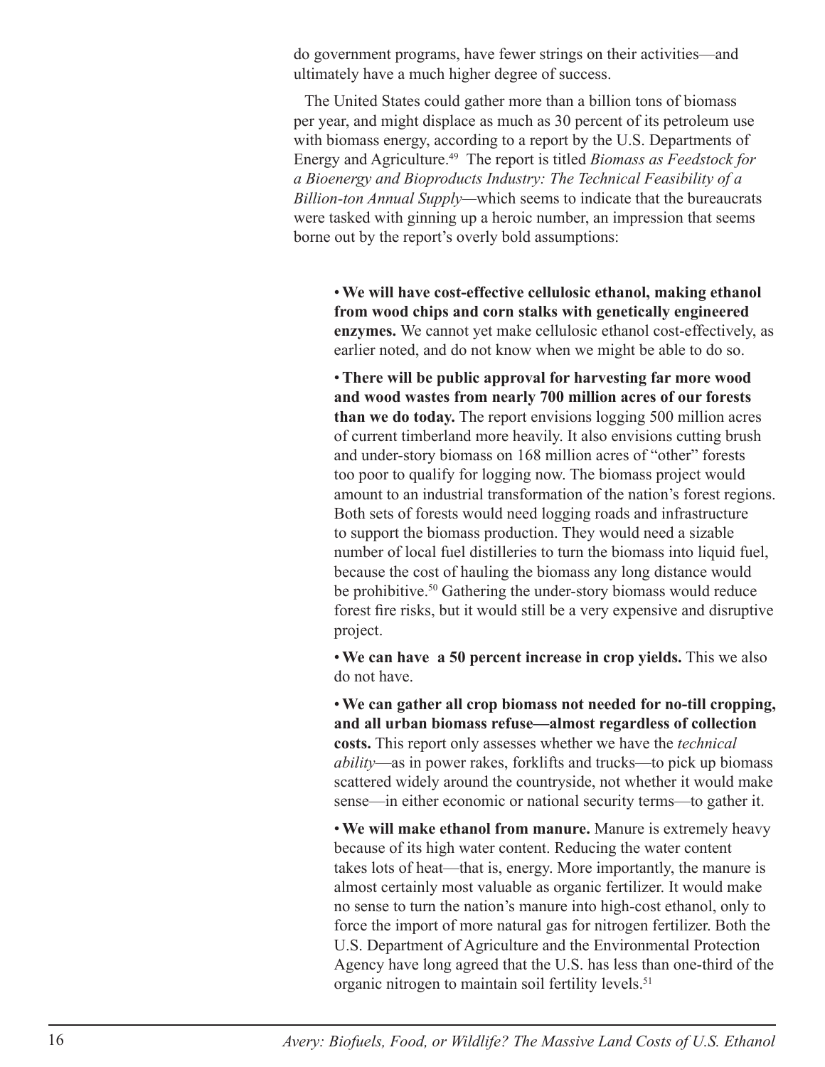do government programs, have fewer strings on their activities—and ultimately have a much higher degree of success.

The United States could gather more than a billion tons of biomass per year, and might displace as much as 30 percent of its petroleum use with biomass energy, according to a report by the U.S. Departments of Energy and Agriculture.[49] The report is titled *Biomass as Feedstock for a Bioenergy and Bioproducts Industry: The Technical Feasibility of a Billion-ton Annual Supply*—which seems to indicate that the bureaucrats were tasked with ginning up a heroic number, an impression that seems borne out by the report's overly bold assumptions:

- **We will have cost-effective cellulosic ethanol, making ethanol from wood chips and corn stalks with genetically engineered enzymes.** We cannot yet make cellulosic ethanol cost-effectively, as earlier noted, and do not know when we might be able to do so.

- **There will be public approval for harvesting far more wood and wood wastes from nearly 700 million acres of our forests than we do today.** The report envisions logging 500 million acres of current timberland more heavily. It also envisions cutting brush and under-story biomass on 168 million acres of "other" forests too poor to qualify for logging now. The biomass project would amount to an industrial transformation of the nation's forest regions. Both sets of forests would need logging roads and infrastructure to support the biomass production. They would need a sizable number of local fuel distilleries to turn the biomass into liquid fuel, because the cost of hauling the biomass any long distance would be prohibitive.[50] Gathering the under-story biomass would reduce forest fire risks, but it would still be a very expensive and disruptive project.

- **We can have a 50 percent increase in crop yields.** This we also do not have.

- **We can gather all crop biomass not needed for no-till cropping, and all urban biomass refuse—almost regardless of collection costs.** This report only assesses whether we have the *technical ability*—as in power rakes, forklifts and trucks—to pick up biomass scattered widely around the countryside, not whether it would make sense—in either economic or national security terms—to gather it.

- **We will make ethanol from manure.** Manure is extremely heavy because of its high water content. Reducing the water content takes lots of heat—that is, energy. More importantly, the manure is almost certainly most valuable as organic fertilizer. It would make no sense to turn the nation's manure into high-cost ethanol, only to force the import of more natural gas for nitrogen fertilizer. Both the U.S. Department of Agriculture and the Environmental Protection Agency have long agreed that the U.S. has less than one-third of the organic nitrogen to maintain soil fertility levels.[51]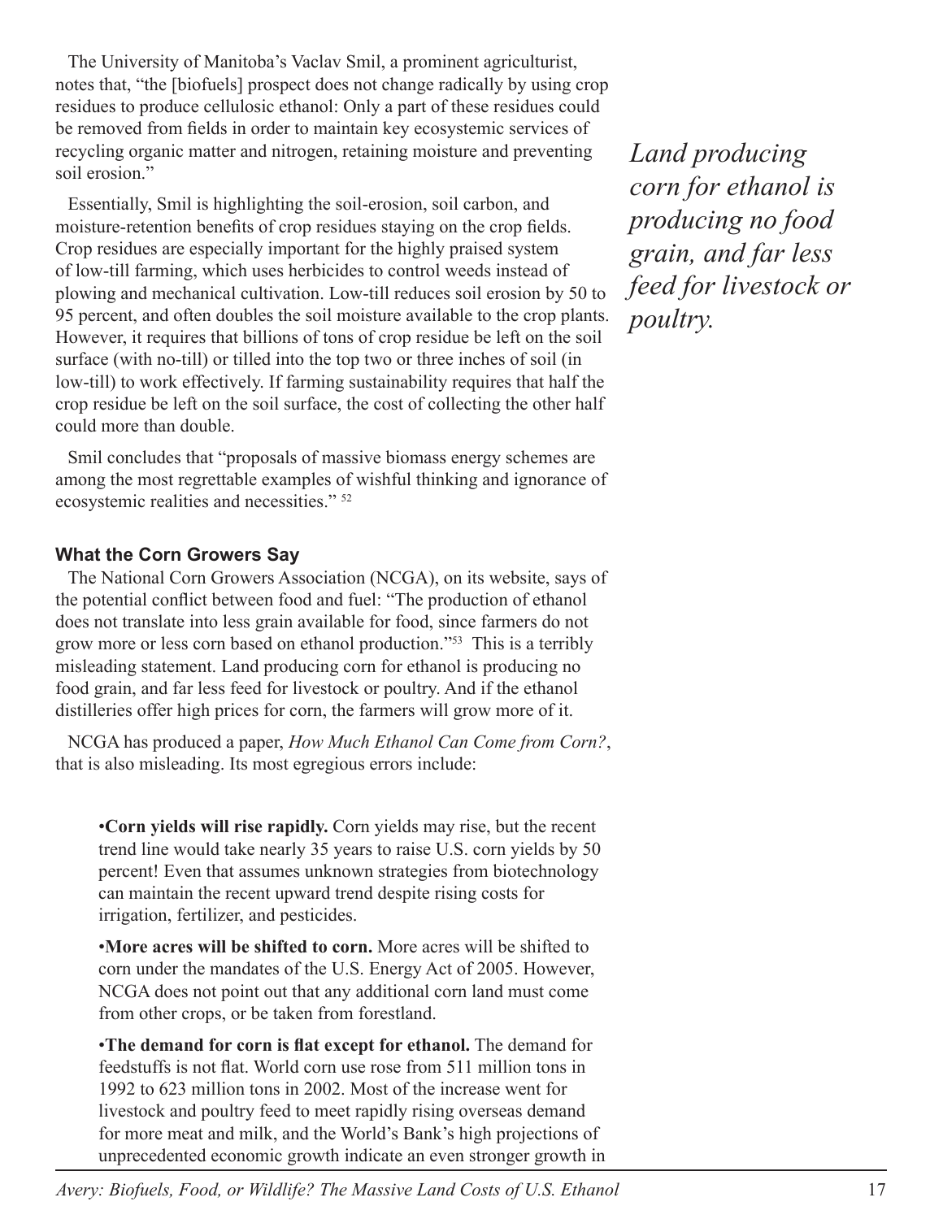The University of Manitoba's Vaclav Smil, a prominent agriculturist, notes that, "the [biofuels] prospect does not change radically by using crop residues to produce cellulosic ethanol: Only a part of these residues could be removed from fields in order to maintain key ecosystemic services of recycling organic matter and nitrogen, retaining moisture and preventing soil erosion."

Essentially, Smil is highlighting the soil-erosion, soil carbon, and moisture-retention benefits of crop residues staying on the crop fields. Crop residues are especially important for the highly praised system of low-till farming, which uses herbicides to control weeds instead of plowing and mechanical cultivation. Low-till reduces soil erosion by 50 to 95 percent, and often doubles the soil moisture available to the crop plants. However, it requires that billions of tons of crop residue be left on the soil surface (with no-till) or tilled into the top two or three inches of soil (in low-till) to work effectively. If farming sustainability requires that half the crop residue be left on the soil surface, the cost of collecting the other half could more than double.

Smil concludes that "proposals of massive biomass energy schemes are among the most regrettable examples of wishful thinking and ignorance of ecosystemic realities and necessities." [52]

*Land producing corn for ethanol is producing no food grain, and far less feed for livestock or poultry.*

### What the Corn Growers Say

The National Corn Growers Association (NCGA), on its website, says of the potential conflict between food and fuel: "The production of ethanol does not translate into less grain available for food, since farmers do not grow more or less corn based on ethanol production."[53] This is a terribly misleading statement. Land producing corn for ethanol is producing no food grain, and far less feed for livestock or poultry. And if the ethanol distilleries offer high prices for corn, the farmers will grow more of it.

NCGA has produced a paper, *How Much Ethanol Can Come from Corn?*, that is also misleading. Its most egregious errors include:

- **Corn yields will rise rapidly.** Corn yields may rise, but the recent trend line would take nearly 35 years to raise U.S. corn yields by 50 percent! Even that assumes unknown strategies from biotechnology can maintain the recent upward trend despite rising costs for irrigation, fertilizer, and pesticides.
- **More acres will be shifted to corn.** More acres will be shifted to corn under the mandates of the U.S. Energy Act of 2005. However, NCGA does not point out that any additional corn land must come from other crops, or be taken from forestland.
- **The demand for corn is flat except for ethanol.** The demand for feedstuffs is not flat. World corn use rose from 511 million tons in 1992 to 623 million tons in 2002. Most of the increase went for livestock and poultry feed to meet rapidly rising overseas demand for more meat and milk, and the World's Bank's high projections of unprecedented economic growth indicate an even stronger growth in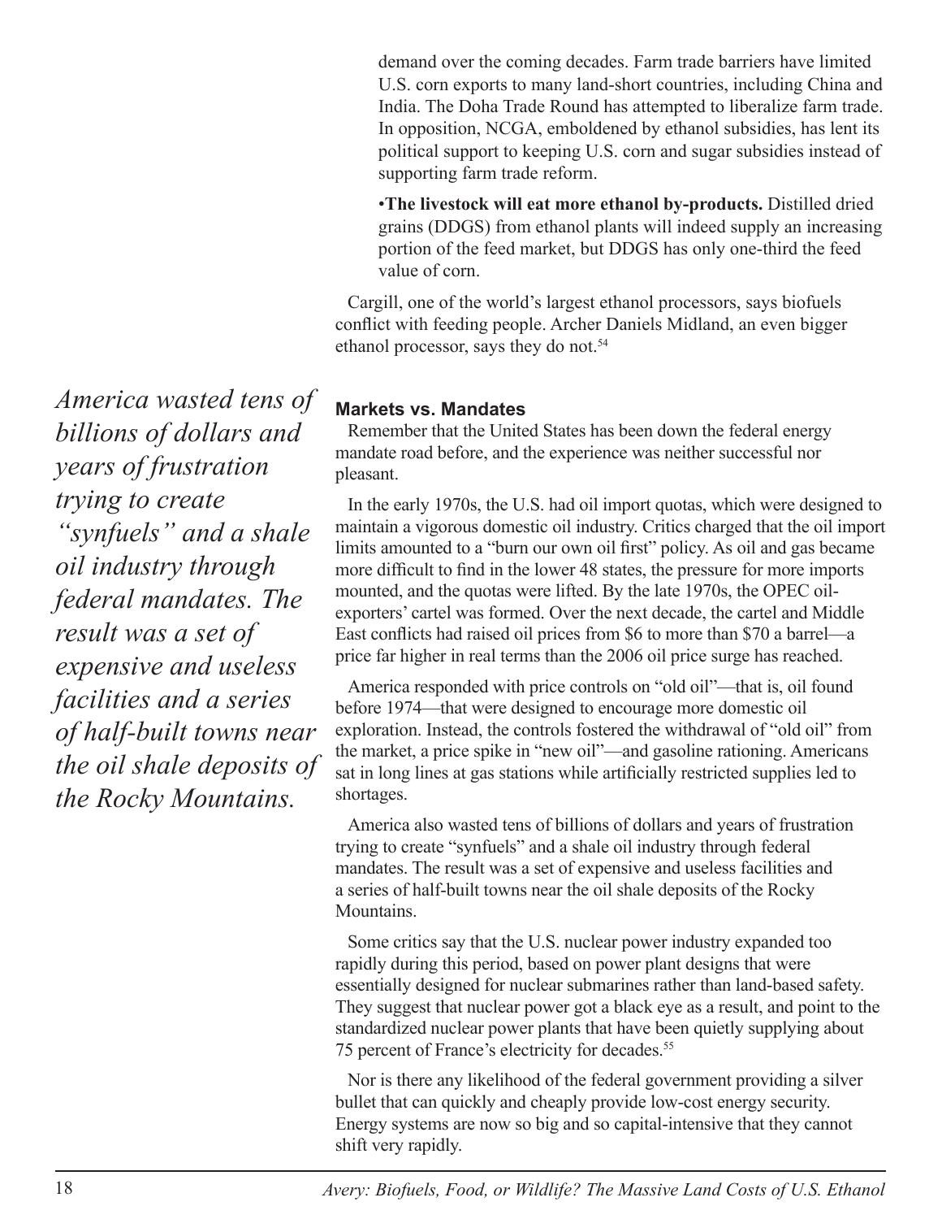demand over the coming decades. Farm trade barriers have limited U.S. corn exports to many land-short countries, including China and India. The Doha Trade Round has attempted to liberalize farm trade. In opposition, NCGA, emboldened by ethanol subsidies, has lent its political support to keeping U.S. corn and sugar subsidies instead of supporting farm trade reform.

•**The livestock will eat more ethanol by-products.** Distilled dried grains (DDGS) from ethanol plants will indeed supply an increasing portion of the feed market, but DDGS has only one-third the feed value of corn.

Cargill, one of the world's largest ethanol processors, says biofuels conflict with feeding people. Archer Daniels Midland, an even bigger ethanol processor, says they do not.[54]

*America wasted tens of billions of dollars and years of frustration trying to create "synfuels" and a shale oil industry through federal mandates. The result was a set of expensive and useless facilities and a series of half-built towns near the oil shale deposits of the Rocky Mountains.*

### Markets vs. Mandates

Remember that the United States has been down the federal energy mandate road before, and the experience was neither successful nor pleasant.

In the early 1970s, the U.S. had oil import quotas, which were designed to maintain a vigorous domestic oil industry. Critics charged that the oil import limits amounted to a "burn our own oil first" policy. As oil and gas became more difficult to find in the lower 48 states, the pressure for more imports mounted, and the quotas were lifted. By the late 1970s, the OPEC oil-exporters' cartel was formed. Over the next decade, the cartel and Middle East conflicts had raised oil prices from $6 to more than $70 a barrel—a price far higher in real terms than the 2006 oil price surge has reached.

America responded with price controls on "old oil"—that is, oil found before 1974—that were designed to encourage more domestic oil exploration. Instead, the controls fostered the withdrawal of "old oil" from the market, a price spike in "new oil"—and gasoline rationing. Americans sat in long lines at gas stations while artificially restricted supplies led to shortages.

America also wasted tens of billions of dollars and years of frustration trying to create "synfuels" and a shale oil industry through federal mandates. The result was a set of expensive and useless facilities and a series of half-built towns near the oil shale deposits of the Rocky Mountains.

Some critics say that the U.S. nuclear power industry expanded too rapidly during this period, based on power plant designs that were essentially designed for nuclear submarines rather than land-based safety. They suggest that nuclear power got a black eye as a result, and point to the standardized nuclear power plants that have been quietly supplying about 75 percent of France's electricity for decades.[55]

Nor is there any likelihood of the federal government providing a silver bullet that can quickly and cheaply provide low-cost energy security. Energy systems are now so big and so capital-intensive that they cannot shift very rapidly.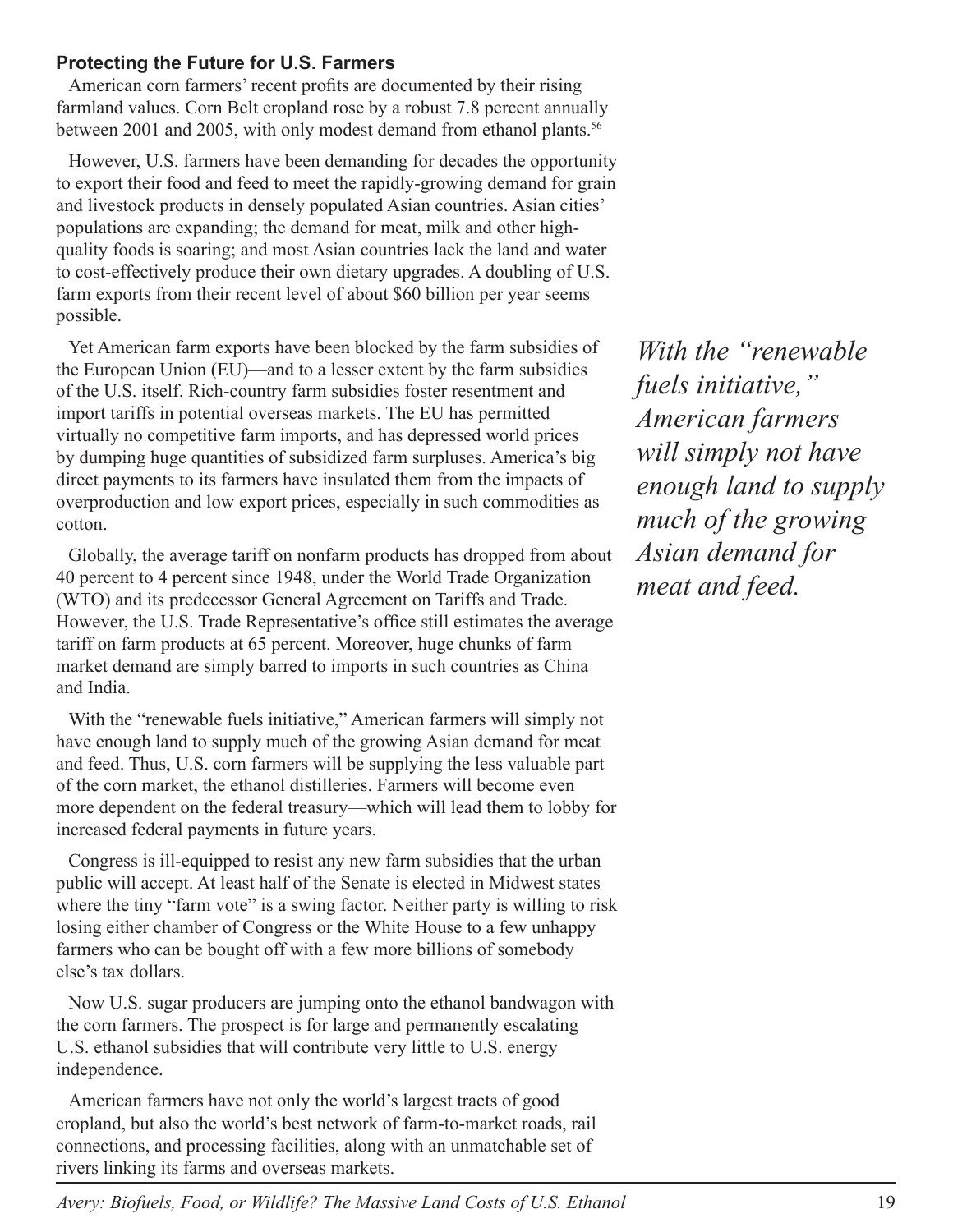### Protecting the Future for U.S. Farmers

American corn farmers' recent profits are documented by their rising farmland values. Corn Belt cropland rose by a robust 7.8 percent annually between 2001 and 2005, with only modest demand from ethanol plants.[56]

However, U.S. farmers have been demanding for decades the opportunity to export their food and feed to meet the rapidly-growing demand for grain and livestock products in densely populated Asian countries. Asian cities' populations are expanding; the demand for meat, milk and other high-quality foods is soaring; and most Asian countries lack the land and water to cost-effectively produce their own dietary upgrades. A doubling of U.S. farm exports from their recent level of about $60 billion per year seems possible.

Yet American farm exports have been blocked by the farm subsidies of the European Union (EU)—and to a lesser extent by the farm subsidies of the U.S. itself. Rich-country farm subsidies foster resentment and import tariffs in potential overseas markets. The EU has permitted virtually no competitive farm imports, and has depressed world prices by dumping huge quantities of subsidized farm surpluses. America's big direct payments to its farmers have insulated them from the impacts of overproduction and low export prices, especially in such commodities as cotton.

*With the "renewable fuels initiative," American farmers will simply not have enough land to supply much of the growing Asian demand for meat and feed.*

Globally, the average tariff on nonfarm products has dropped from about 40 percent to 4 percent since 1948, under the World Trade Organization (WTO) and its predecessor General Agreement on Tariffs and Trade. However, the U.S. Trade Representative's office still estimates the average tariff on farm products at 65 percent. Moreover, huge chunks of farm market demand are simply barred to imports in such countries as China and India.

With the "renewable fuels initiative," American farmers will simply not have enough land to supply much of the growing Asian demand for meat and feed. Thus, U.S. corn farmers will be supplying the less valuable part of the corn market, the ethanol distilleries. Farmers will become even more dependent on the federal treasury—which will lead them to lobby for increased federal payments in future years.

Congress is ill-equipped to resist any new farm subsidies that the urban public will accept. At least half of the Senate is elected in Midwest states where the tiny "farm vote" is a swing factor. Neither party is willing to risk losing either chamber of Congress or the White House to a few unhappy farmers who can be bought off with a few more billions of somebody else's tax dollars.

Now U.S. sugar producers are jumping onto the ethanol bandwagon with the corn farmers. The prospect is for large and permanently escalating U.S. ethanol subsidies that will contribute very little to U.S. energy independence.

American farmers have not only the world's largest tracts of good cropland, but also the world's best network of farm-to-market roads, rail connections, and processing facilities, along with an unmatchable set of rivers linking its farms and overseas markets.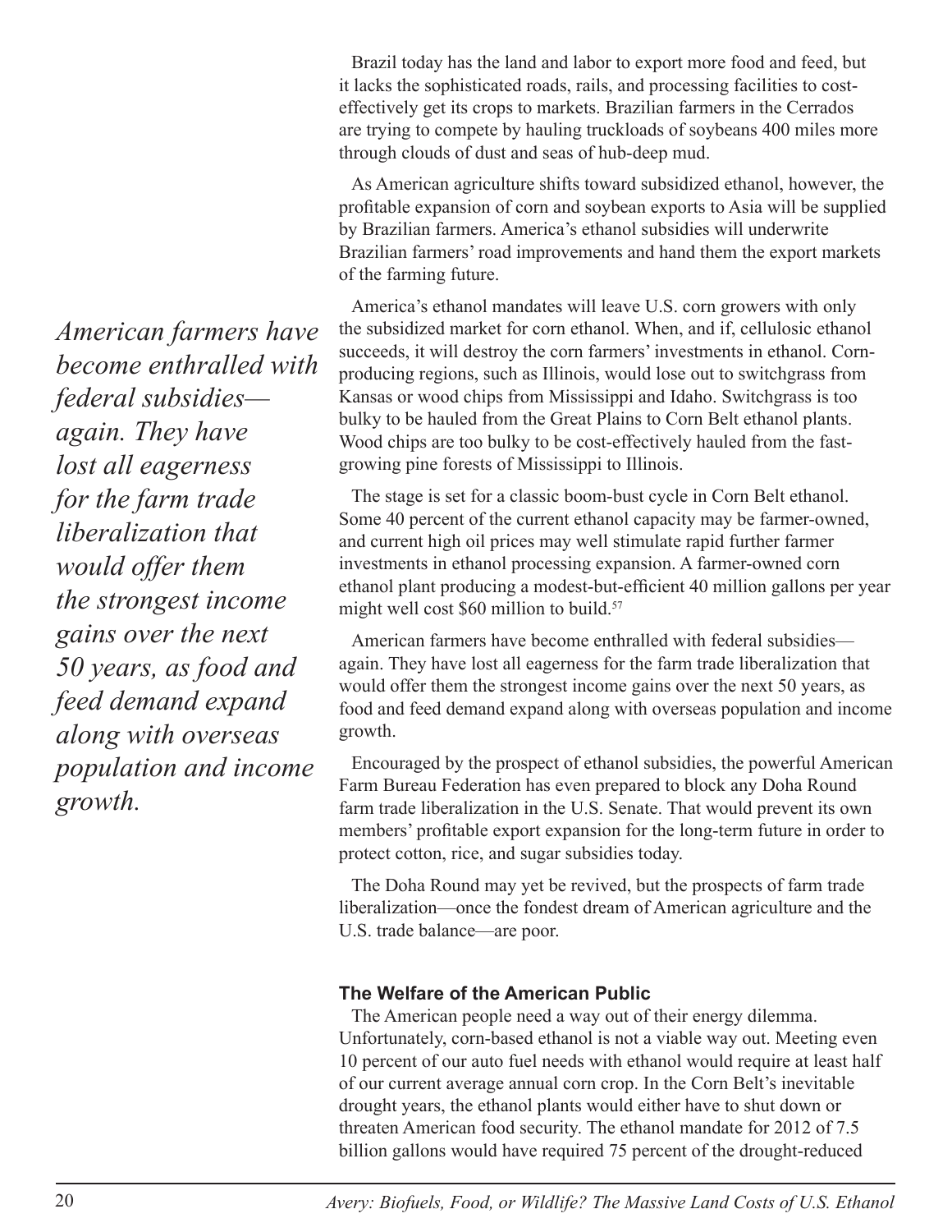Brazil today has the land and labor to export more food and feed, but it lacks the sophisticated roads, rails, and processing facilities to cost-effectively get its crops to markets. Brazilian farmers in the Cerrados are trying to compete by hauling truckloads of soybeans 400 miles more through clouds of dust and seas of hub-deep mud.

As American agriculture shifts toward subsidized ethanol, however, the profitable expansion of corn and soybean exports to Asia will be supplied by Brazilian farmers. America's ethanol subsidies will underwrite Brazilian farmers' road improvements and hand them the export markets of the farming future.

*American farmers have become enthralled with federal subsidies—again. They have lost all eagerness for the farm trade liberalization that would offer them the strongest income gains over the next 50 years, as food and feed demand expand along with overseas population and income growth.*

America's ethanol mandates will leave U.S. corn growers with only the subsidized market for corn ethanol. When, and if, cellulosic ethanol succeeds, it will destroy the corn farmers' investments in ethanol. Corn-producing regions, such as Illinois, would lose out to switchgrass from Kansas or wood chips from Mississippi and Idaho. Switchgrass is too bulky to be hauled from the Great Plains to Corn Belt ethanol plants. Wood chips are too bulky to be cost-effectively hauled from the fast-growing pine forests of Mississippi to Illinois.

The stage is set for a classic boom-bust cycle in Corn Belt ethanol. Some 40 percent of the current ethanol capacity may be farmer-owned, and current high oil prices may well stimulate rapid further farmer investments in ethanol processing expansion. A farmer-owned corn ethanol plant producing a modest-but-efficient 40 million gallons per year might well cost $60 million to build.[57]

American farmers have become enthralled with federal subsidies—again. They have lost all eagerness for the farm trade liberalization that would offer them the strongest income gains over the next 50 years, as food and feed demand expand along with overseas population and income growth.

Encouraged by the prospect of ethanol subsidies, the powerful American Farm Bureau Federation has even prepared to block any Doha Round farm trade liberalization in the U.S. Senate. That would prevent its own members' profitable export expansion for the long-term future in order to protect cotton, rice, and sugar subsidies today.

The Doha Round may yet be revived, but the prospects of farm trade liberalization—once the fondest dream of American agriculture and the U.S. trade balance—are poor.

#### The Welfare of the American Public

The American people need a way out of their energy dilemma. Unfortunately, corn-based ethanol is not a viable way out. Meeting even 10 percent of our auto fuel needs with ethanol would require at least half of our current average annual corn crop. In the Corn Belt's inevitable drought years, the ethanol plants would either have to shut down or threaten American food security. The ethanol mandate for 2012 of 7.5 billion gallons would have required 75 percent of the drought-reduced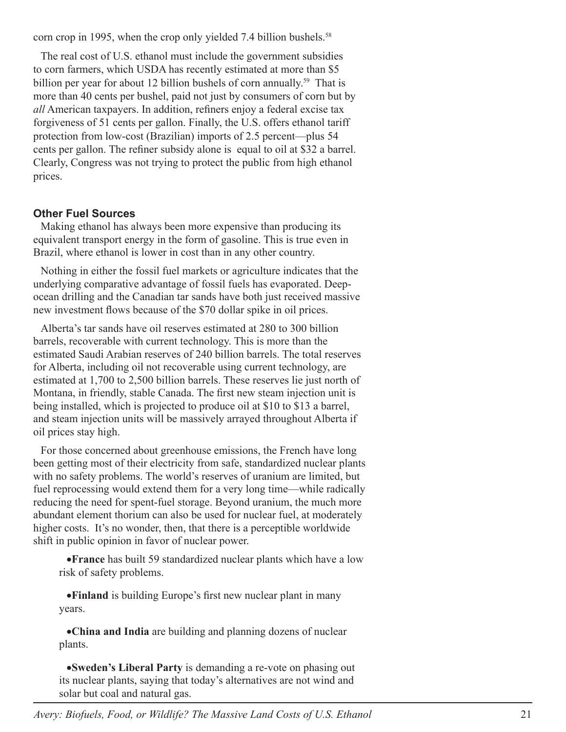corn crop in 1995, when the crop only yielded 7.4 billion bushels.[58]

The real cost of U.S. ethanol must include the government subsidies to corn farmers, which USDA has recently estimated at more than $5 billion per year for about 12 billion bushels of corn annually.[59] That is more than 40 cents per bushel, paid not just by consumers of corn but by *all* American taxpayers. In addition, refiners enjoy a federal excise tax forgiveness of 51 cents per gallon. Finally, the U.S. offers ethanol tariff protection from low-cost (Brazilian) imports of 2.5 percent—plus 54 cents per gallon. The refiner subsidy alone is equal to oil at $32 a barrel. Clearly, Congress was not trying to protect the public from high ethanol prices.

### Other Fuel Sources

Making ethanol has always been more expensive than producing its equivalent transport energy in the form of gasoline. This is true even in Brazil, where ethanol is lower in cost than in any other country.

Nothing in either the fossil fuel markets or agriculture indicates that the underlying comparative advantage of fossil fuels has evaporated. Deep-ocean drilling and the Canadian tar sands have both just received massive new investment flows because of the $70 dollar spike in oil prices.

Alberta's tar sands have oil reserves estimated at 280 to 300 billion barrels, recoverable with current technology. This is more than the estimated Saudi Arabian reserves of 240 billion barrels. The total reserves for Alberta, including oil not recoverable using current technology, are estimated at 1,700 to 2,500 billion barrels. These reserves lie just north of Montana, in friendly, stable Canada. The first new steam injection unit is being installed, which is projected to produce oil at $10 to $13 a barrel, and steam injection units will be massively arrayed throughout Alberta if oil prices stay high.

For those concerned about greenhouse emissions, the French have long been getting most of their electricity from safe, standardized nuclear plants with no safety problems. The world's reserves of uranium are limited, but fuel reprocessing would extend them for a very long time—while radically reducing the need for spent-fuel storage. Beyond uranium, the much more abundant element thorium can also be used for nuclear fuel, at moderately higher costs. It's no wonder, then, that there is a perceptible worldwide shift in public opinion in favor of nuclear power.

- **France** has built 59 standardized nuclear plants which have a low risk of safety problems.
- **Finland** is building Europe's first new nuclear plant in many years.
- **China and India** are building and planning dozens of nuclear plants.
- **Sweden's Liberal Party** is demanding a re-vote on phasing out its nuclear plants, saying that today's alternatives are not wind and solar but coal and natural gas.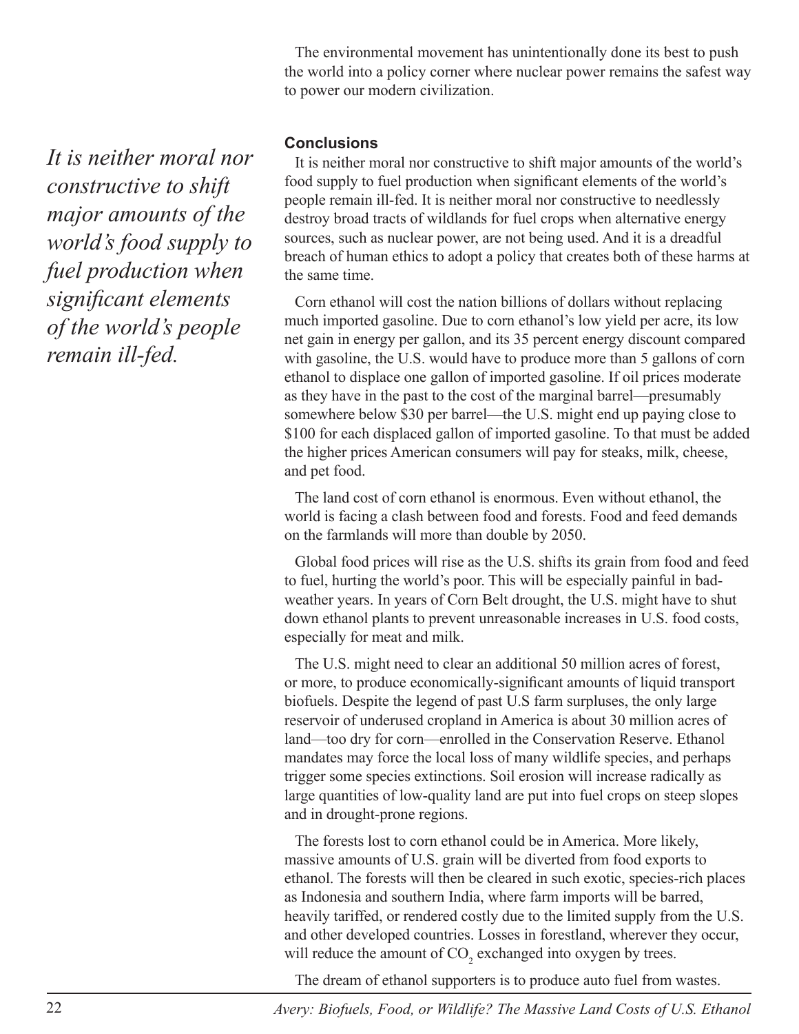The environmental movement has unintentionally done its best to push the world into a policy corner where nuclear power remains the safest way to power our modern civilization.

*It is neither moral nor constructive to shift major amounts of the world's food supply to fuel production when significant elements of the world's people remain ill-fed.*

### Conclusions

It is neither moral nor constructive to shift major amounts of the world's food supply to fuel production when significant elements of the world's people remain ill-fed. It is neither moral nor constructive to needlessly destroy broad tracts of wildlands for fuel crops when alternative energy sources, such as nuclear power, are not being used. And it is a dreadful breach of human ethics to adopt a policy that creates both of these harms at the same time.

Corn ethanol will cost the nation billions of dollars without replacing much imported gasoline. Due to corn ethanol's low yield per acre, its low net gain in energy per gallon, and its 35 percent energy discount compared with gasoline, the U.S. would have to produce more than 5 gallons of corn ethanol to displace one gallon of imported gasoline. If oil prices moderate as they have in the past to the cost of the marginal barrel—presumably somewhere below \$30 per barrel—the U.S. might end up paying close to \$100 for each displaced gallon of imported gasoline. To that must be added the higher prices American consumers will pay for steaks, milk, cheese, and pet food.

The land cost of corn ethanol is enormous. Even without ethanol, the world is facing a clash between food and forests. Food and feed demands on the farmlands will more than double by 2050.

Global food prices will rise as the U.S. shifts its grain from food and feed to fuel, hurting the world's poor. This will be especially painful in bad-weather years. In years of Corn Belt drought, the U.S. might have to shut down ethanol plants to prevent unreasonable increases in U.S. food costs, especially for meat and milk.

The U.S. might need to clear an additional 50 million acres of forest, or more, to produce economically-significant amounts of liquid transport biofuels. Despite the legend of past U.S farm surpluses, the only large reservoir of underused cropland in America is about 30 million acres of land—too dry for corn—enrolled in the Conservation Reserve. Ethanol mandates may force the local loss of many wildlife species, and perhaps trigger some species extinctions. Soil erosion will increase radically as large quantities of low-quality land are put into fuel crops on steep slopes and in drought-prone regions.

The forests lost to corn ethanol could be in America. More likely, massive amounts of U.S. grain will be diverted from food exports to ethanol. The forests will then be cleared in such exotic, species-rich places as Indonesia and southern India, where farm imports will be barred, heavily tariffed, or rendered costly due to the limited supply from the U.S. and other developed countries. Losses in forestland, wherever they occur, will reduce the amount of $CO_2$ exchanged into oxygen by trees.

The dream of ethanol supporters is to produce auto fuel from wastes.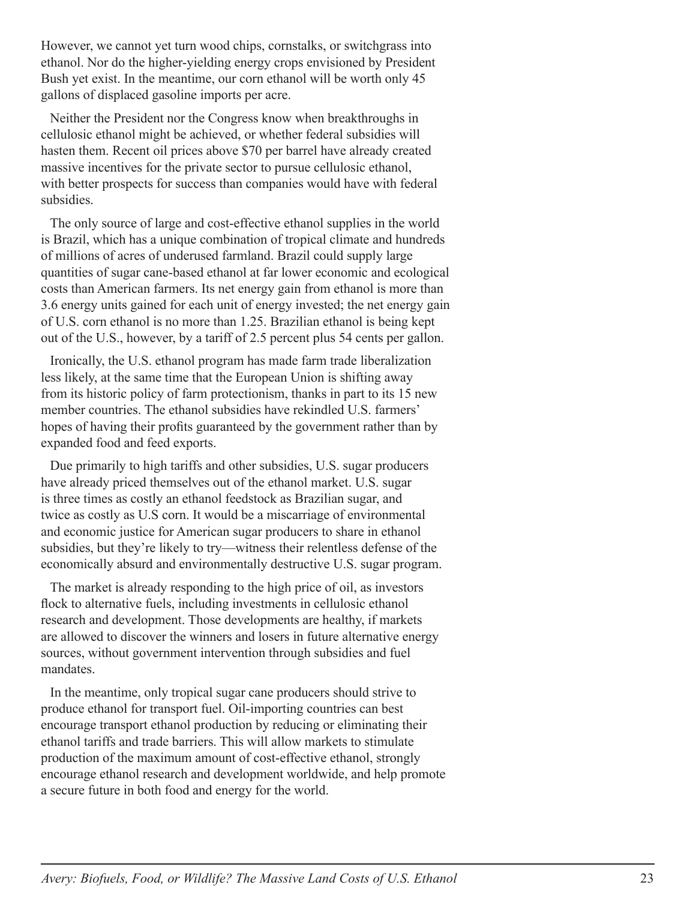However, we cannot yet turn wood chips, cornstalks, or switchgrass into ethanol. Nor do the higher-yielding energy crops envisioned by President Bush yet exist. In the meantime, our corn ethanol will be worth only 45 gallons of displaced gasoline imports per acre.

Neither the President nor the Congress know when breakthroughs in cellulosic ethanol might be achieved, or whether federal subsidies will hasten them. Recent oil prices above $70 per barrel have already created massive incentives for the private sector to pursue cellulosic ethanol, with better prospects for success than companies would have with federal subsidies.

The only source of large and cost-effective ethanol supplies in the world is Brazil, which has a unique combination of tropical climate and hundreds of millions of acres of underused farmland. Brazil could supply large quantities of sugar cane-based ethanol at far lower economic and ecological costs than American farmers. Its net energy gain from ethanol is more than 3.6 energy units gained for each unit of energy invested; the net energy gain of U.S. corn ethanol is no more than 1.25. Brazilian ethanol is being kept out of the U.S., however, by a tariff of 2.5 percent plus 54 cents per gallon.

Ironically, the U.S. ethanol program has made farm trade liberalization less likely, at the same time that the European Union is shifting away from its historic policy of farm protectionism, thanks in part to its 15 new member countries. The ethanol subsidies have rekindled U.S. farmers' hopes of having their profits guaranteed by the government rather than by expanded food and feed exports.

Due primarily to high tariffs and other subsidies, U.S. sugar producers have already priced themselves out of the ethanol market. U.S. sugar is three times as costly an ethanol feedstock as Brazilian sugar, and twice as costly as U.S corn. It would be a miscarriage of environmental and economic justice for American sugar producers to share in ethanol subsidies, but they're likely to try—witness their relentless defense of the economically absurd and environmentally destructive U.S. sugar program.

The market is already responding to the high price of oil, as investors flock to alternative fuels, including investments in cellulosic ethanol research and development. Those developments are healthy, if markets are allowed to discover the winners and losers in future alternative energy sources, without government intervention through subsidies and fuel mandates.

In the meantime, only tropical sugar cane producers should strive to produce ethanol for transport fuel. Oil-importing countries can best encourage transport ethanol production by reducing or eliminating their ethanol tariffs and trade barriers. This will allow markets to stimulate production of the maximum amount of cost-effective ethanol, strongly encourage ethanol research and development worldwide, and help promote a secure future in both food and energy for the world.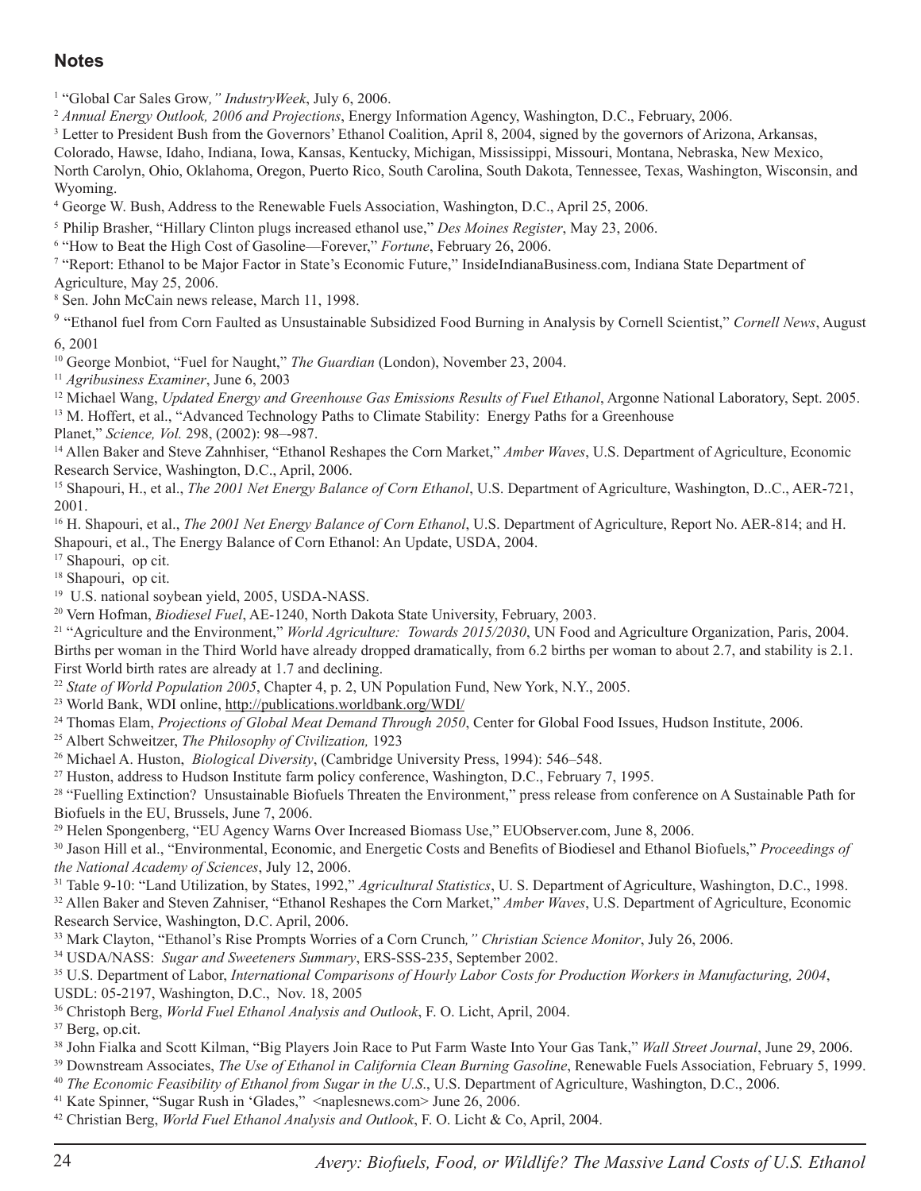## Notes

[1] "Global Car Sales Grow*," IndustryWeek*, July 6, 2006.

[2] *Annual Energy Outlook, 2006 and Projections*, Energy Information Agency, Washington, D.C., February, 2006.

[3] Letter to President Bush from the Governors' Ethanol Coalition, April 8, 2004, signed by the governors of Arizona, Arkansas, Colorado, Hawse, Idaho, Indiana, Iowa, Kansas, Kentucky, Michigan, Mississippi, Missouri, Montana, Nebraska, New Mexico, North Carolyn, Ohio, Oklahoma, Oregon, Puerto Rico, South Carolina, South Dakota, Tennessee, Texas, Washington, Wisconsin, and Wyoming.

[4] George W. Bush, Address to the Renewable Fuels Association, Washington, D.C., April 25, 2006.

[5] Philip Brasher, "Hillary Clinton plugs increased ethanol use," *Des Moines Register*, May 23, 2006.

[6] "How to Beat the High Cost of Gasoline—Forever," *Fortune*, February 26, 2006.

[7] "Report: Ethanol to be Major Factor in State's Economic Future," InsideIndianaBusiness.com, Indiana State Department of Agriculture, May 25, 2006.

[8] Sen. John McCain news release, March 11, 1998.

[9] "Ethanol fuel from Corn Faulted as Unsustainable Subsidized Food Burning in Analysis by Cornell Scientist," *Cornell News*, August 6, 2001

[10] George Monbiot, "Fuel for Naught," *The Guardian* (London), November 23, 2004.

[11] *Agribusiness Examiner*, June 6, 2003

[12] Michael Wang, *Updated Energy and Greenhouse Gas Emissions Results of Fuel Ethanol*, Argonne National Laboratory, Sept. 2005.

[13] M. Hoffert, et al., "Advanced Technology Paths to Climate Stability: Energy Paths for a Greenhouse Planet," *Science, Vol.* 298, (2002): 98–-987.

[14] Allen Baker and Steve Zahnhiser, "Ethanol Reshapes the Corn Market," *Amber Waves*, U.S. Department of Agriculture, Economic Research Service, Washington, D.C., April, 2006.

[15] Shapouri, H., et al., *The 2001 Net Energy Balance of Corn Ethanol*, U.S. Department of Agriculture, Washington, D..C., AER-721, 2001.

[16] H. Shapouri, et al., *The 2001 Net Energy Balance of Corn Ethanol*, U.S. Department of Agriculture, Report No. AER-814; and H. Shapouri, et al., The Energy Balance of Corn Ethanol: An Update, USDA, 2004.

[17] Shapouri, op cit.

[18] Shapouri, op cit.

[19] U.S. national soybean yield, 2005, USDA-NASS.

[20] Vern Hofman, *Biodiesel Fuel*, AE-1240, North Dakota State University, February, 2003.

[21] "Agriculture and the Environment," *World Agriculture: Towards 2015/2030*, UN Food and Agriculture Organization, Paris, 2004. Births per woman in the Third World have already dropped dramatically, from 6.2 births per woman to about 2.7, and stability is 2.1. First World birth rates are already at 1.7 and declining.

[22] *State of World Population 2005*, Chapter 4, p. 2, UN Population Fund, New York, N.Y., 2005.

[23] World Bank, WDI online, http://publications.worldbank.org/WDI/

[24] Thomas Elam, *Projections of Global Meat Demand Through 2050*, Center for Global Food Issues, Hudson Institute, 2006.

[25] Albert Schweitzer, *The Philosophy of Civilization,* 1923

[26] Michael A. Huston, *Biological Diversity*, (Cambridge University Press, 1994): 546–548.

[27] Huston, address to Hudson Institute farm policy conference, Washington, D.C., February 7, 1995.

[28] "Fuelling Extinction? Unsustainable Biofuels Threaten the Environment," press release from conference on A Sustainable Path for Biofuels in the EU, Brussels, June 7, 2006.

[29] Helen Spongenberg, "EU Agency Warns Over Increased Biomass Use," EUObserver.com, June 8, 2006.

[30] Jason Hill et al., "Environmental, Economic, and Energetic Costs and Benefits of Biodiesel and Ethanol Biofuels," *Proceedings of the National Academy of Sciences*, July 12, 2006.

[31] Table 9-10: "Land Utilization, by States, 1992," *Agricultural Statistics*, U. S. Department of Agriculture, Washington, D.C., 1998.

[32] Allen Baker and Steven Zahniser, "Ethanol Reshapes the Corn Market," *Amber Waves*, U.S. Department of Agriculture, Economic Research Service, Washington, D.C. April, 2006.

[33] Mark Clayton, "Ethanol's Rise Prompts Worries of a Corn Crunch*," Christian Science Monitor*, July 26, 2006.

[34] USDA/NASS: *Sugar and Sweeteners Summary*, ERS-SSS-235, September 2002.

[35] U.S. Department of Labor, *International Comparisons of Hourly Labor Costs for Production Workers in Manufacturing, 2004*, USDL: 05-2197, Washington, D.C., Nov. 18, 2005

[36] Christoph Berg, *World Fuel Ethanol Analysis and Outlook*, F. O. Licht, April, 2004.

[37] Berg, op.cit.

[38] John Fialka and Scott Kilman, "Big Players Join Race to Put Farm Waste Into Your Gas Tank," *Wall Street Journal*, June 29, 2006.

[39] Downstream Associates, *The Use of Ethanol in California Clean Burning Gasoline*, Renewable Fuels Association, February 5, 1999.

[40] *The Economic Feasibility of Ethanol from Sugar in the U.S*., U.S. Department of Agriculture, Washington, D.C., 2006.

[41] Kate Spinner, "Sugar Rush in 'Glades," <naplesnews.com> June 26, 2006.

[42] Christian Berg, *World Fuel Ethanol Analysis and Outlook*, F. O. Licht & Co, April, 2004.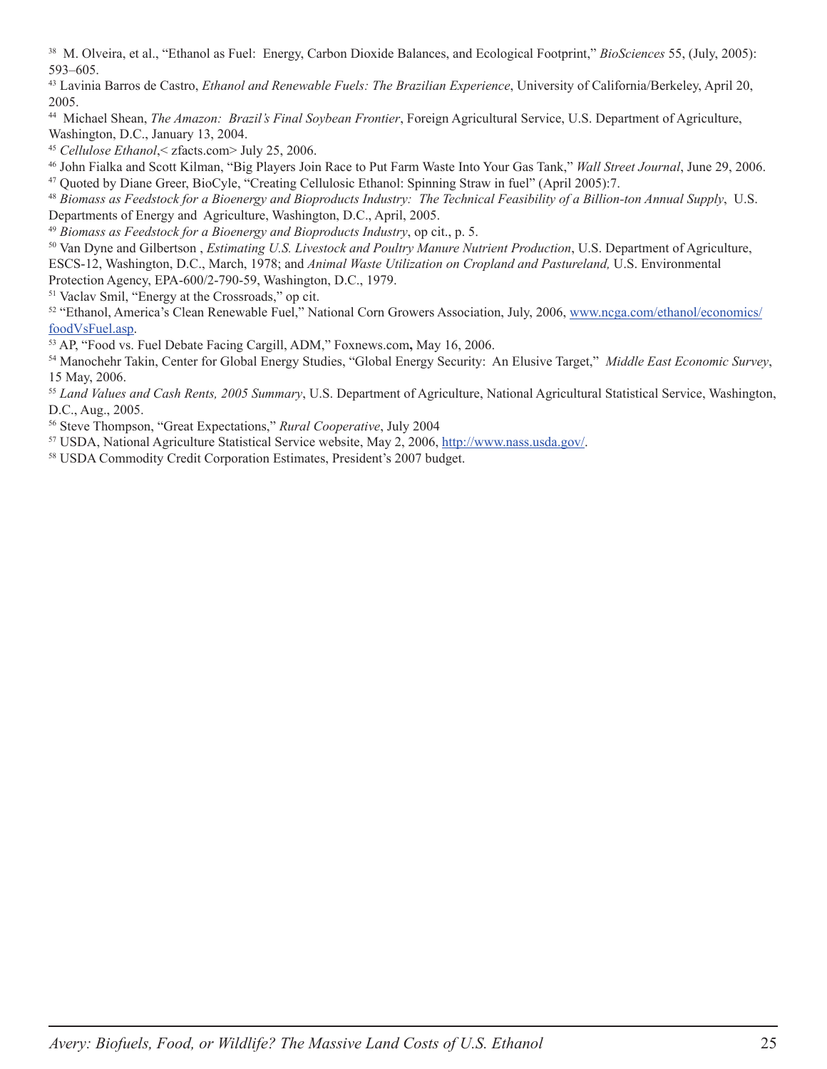[38] M. Olveira, et al., "Ethanol as Fuel: Energy, Carbon Dioxide Balances, and Ecological Footprint," *BioSciences* 55, (July, 2005): 593–605.

[43] Lavinia Barros de Castro, *Ethanol and Renewable Fuels: The Brazilian Experience*, University of California/Berkeley, April 20, 2005.

[44] Michael Shean, *The Amazon: Brazil's Final Soybean Frontier*, Foreign Agricultural Service, U.S. Department of Agriculture, Washington, D.C., January 13, 2004.

[45] *Cellulose Ethanol*,< zfacts.com> July 25, 2006.

[46] John Fialka and Scott Kilman, "Big Players Join Race to Put Farm Waste Into Your Gas Tank," *Wall Street Journal*, June 29, 2006.

[47] Quoted by Diane Greer, BioCyle, "Creating Cellulosic Ethanol: Spinning Straw in fuel" (April 2005):7.

[48] *Biomass as Feedstock for a Bioenergy and Bioproducts Industry: The Technical Feasibility of a Billion-ton Annual Supply*, U.S. Departments of Energy and Agriculture, Washington, D.C., April, 2005.

[49] *Biomass as Feedstock for a Bioenergy and Bioproducts Industry*, op cit., p. 5.

[50] Van Dyne and Gilbertson , *Estimating U.S. Livestock and Poultry Manure Nutrient Production*, U.S. Department of Agriculture, ESCS-12, Washington, D.C., March, 1978; and *Animal Waste Utilization on Cropland and Pastureland,* U.S. Environmental Protection Agency, EPA-600/2-790-59, Washington, D.C., 1979.

[51] Vaclav Smil, "Energy at the Crossroads," op cit.

[52] "Ethanol, America's Clean Renewable Fuel," National Corn Growers Association, July, 2006, www.ncga.com/ethanol/economics/foodVsFuel.asp.

[53] AP, "Food vs. Fuel Debate Facing Cargill, ADM," Foxnews.com**,** May 16, 2006.

[54] Manochehr Takin, Center for Global Energy Studies, "Global Energy Security: An Elusive Target," *Middle East Economic Survey*, 15 May, 2006.

[55] *Land Values and Cash Rents, 2005 Summary*, U.S. Department of Agriculture, National Agricultural Statistical Service, Washington, D.C., Aug., 2005.

[56] Steve Thompson, "Great Expectations," *Rural Cooperative*, July 2004

[57] USDA, National Agriculture Statistical Service website, May 2, 2006, http://www.nass.usda.gov/.

[58] USDA Commodity Credit Corporation Estimates, President's 2007 budget.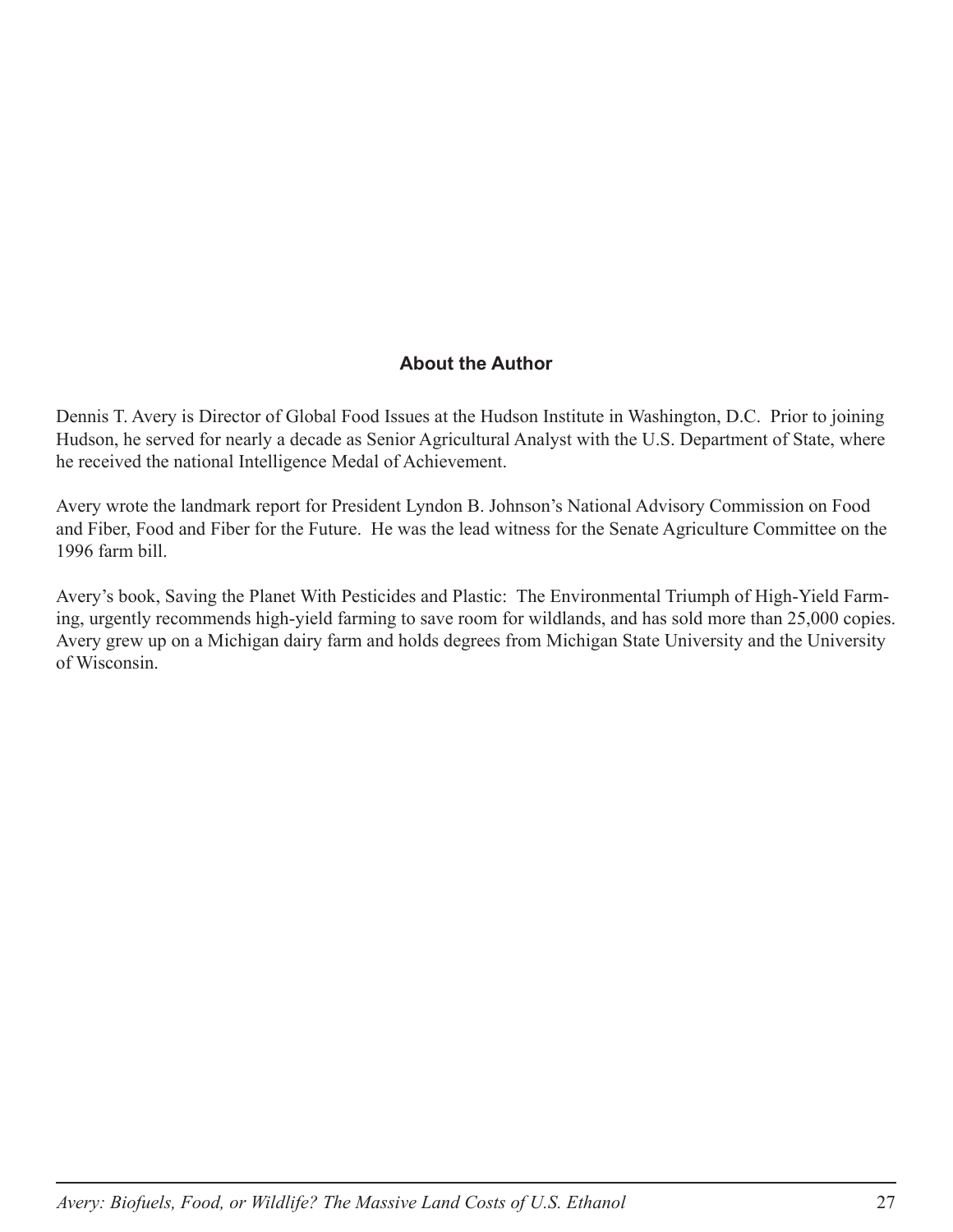## About the Author

Dennis T. Avery is Director of Global Food Issues at the Hudson Institute in Washington, D.C. Prior to joining Hudson, he served for nearly a decade as Senior Agricultural Analyst with the U.S. Department of State, where he received the national Intelligence Medal of Achievement.

Avery wrote the landmark report for President Lyndon B. Johnson's National Advisory Commission on Food and Fiber, Food and Fiber for the Future. He was the lead witness for the Senate Agriculture Committee on the 1996 farm bill.

Avery's book, Saving the Planet With Pesticides and Plastic: The Environmental Triumph of High-Yield Farming, urgently recommends high-yield farming to save room for wildlands, and has sold more than 25,000 copies. Avery grew up on a Michigan dairy farm and holds degrees from Michigan State University and the University of Wisconsin.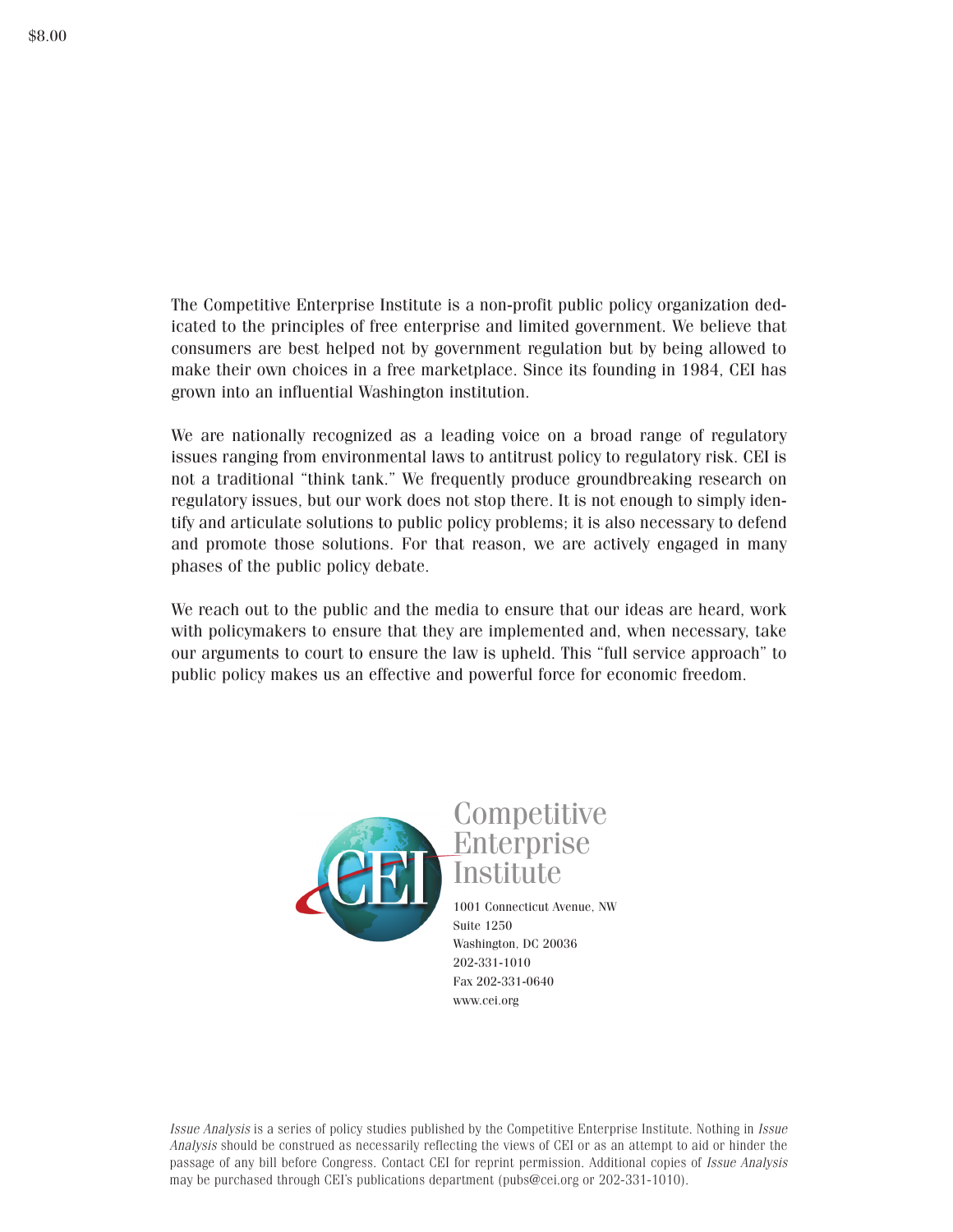$8.00

The Competitive Enterprise Institute is a non-profit public policy organization dedicated to the principles of free enterprise and limited government. We believe that consumers are best helped not by government regulation but by being allowed to make their own choices in a free marketplace. Since its founding in 1984, CEI has grown into an influential Washington institution.

We are nationally recognized as a leading voice on a broad range of regulatory issues ranging from environmental laws to antitrust policy to regulatory risk. CEI is not a traditional "think tank." We frequently produce groundbreaking research on regulatory issues, but our work does not stop there. It is not enough to simply identify and articulate solutions to public policy problems; it is also necessary to defend and promote those solutions. For that reason, we are actively engaged in many phases of the public policy debate.

We reach out to the public and the media to ensure that our ideas are heard, work with policymakers to ensure that they are implemented and, when necessary, take our arguments to court to ensure the law is upheld. This "full service approach" to public policy makes us an effective and powerful force for economic freedom.

Competitive Enterprise Institute

1001 Connecticut Avenue, NW
Suite 1250
Washington, DC 20036
202-331-1010
Fax 202-331-0640
www.cei.org

*Issue Analysis* is a series of policy studies published by the Competitive Enterprise Institute. Nothing in *Issue Analysis* should be construed as necessarily reflecting the views of CEI or as an attempt to aid or hinder the passage of any bill before Congress. Contact CEI for reprint permission. Additional copies of *Issue Analysis* may be purchased through CEI's publications department (pubs@cei.org or 202-331-1010).